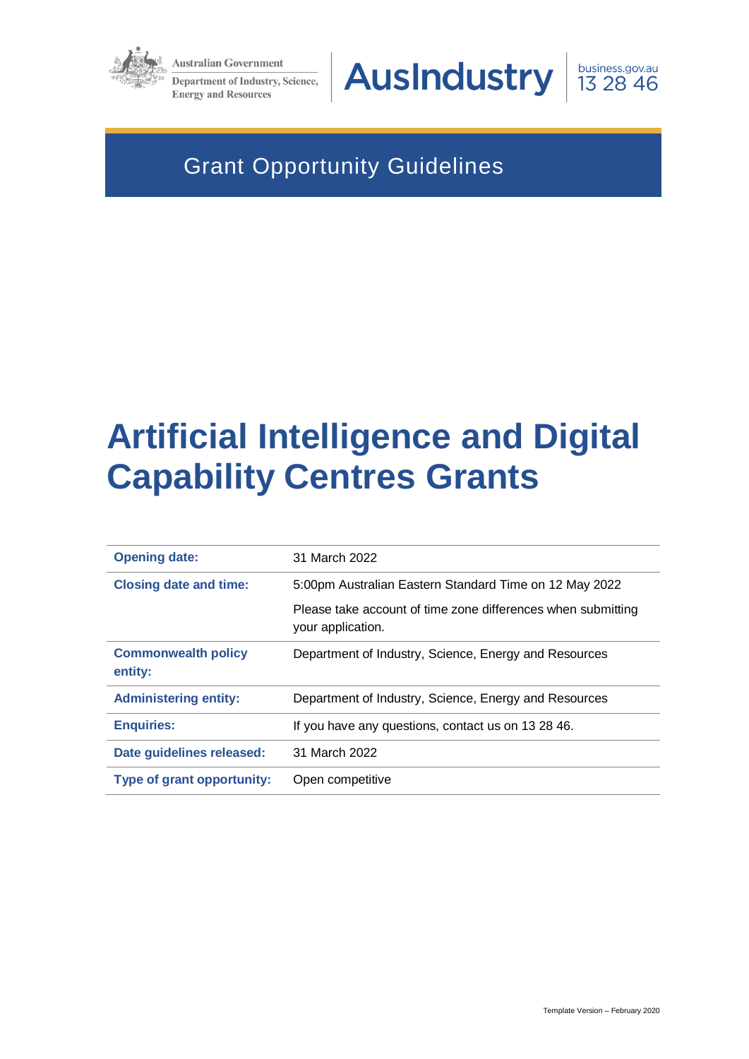Australian Government

Department of Industry, Science, Energy and Resources

AusIndustry

business.gov.au 13 28 46

Grant Opportunity Guidelines

# Artificial Intelligence and Digital Capability Centres Grants

| | |
|---|---|
| **Opening date:** | 31 March 2022 |
| **Closing date and time:** | 5:00pm Australian Eastern Standard Time on 12 May 2022<br>Please take account of time zone differences when submitting your application. |
| **Commonwealth policy entity:** | Department of Industry, Science, Energy and Resources |
| **Administering entity:** | Department of Industry, Science, Energy and Resources |
| **Enquiries:** | If you have any questions, contact us on 13 28 46. |
| **Date guidelines released:** | 31 March 2022 |
| **Type of grant opportunity:** | Open competitive |

Template Version – February 2020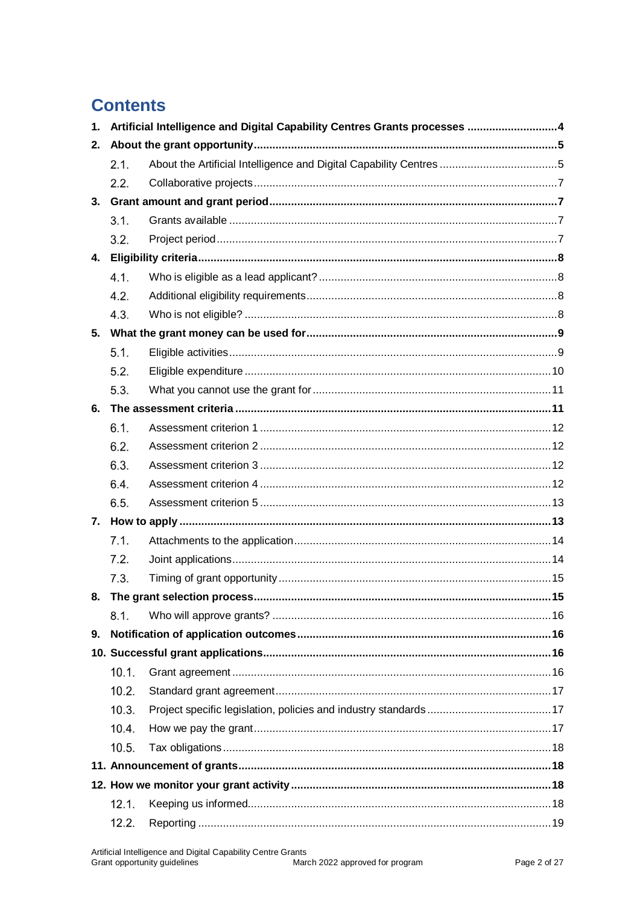# Contents

**1. Artificial Intelligence and Digital Capability Centres Grants processes ............................4**

**2. About the grant opportunity................................................................................................5**

2.1. About the Artificial Intelligence and Digital Capability Centres ......................................5

2.2. Collaborative projects.................................................................................................7

**3. Grant amount and grant period...........................................................................................7**

3.1. Grants available ........................................................................................................7

3.2. Project period............................................................................................................7

**4. Eligibility criteria..................................................................................................................8**

4.1. Who is eligible as a lead applicant? ...........................................................................8

4.2. Additional eligibility requirements...............................................................................8

4.3. Who is not eligible? ...................................................................................................8

**5. What the grant money can be used for...............................................................................9**

5.1. Eligible activities........................................................................................................9

5.2. Eligible expenditure .................................................................................................10

5.3. What you cannot use the grant for............................................................................11

**6. The assessment criteria ....................................................................................................11**

6.1. Assessment criterion 1 ............................................................................................12

6.2. Assessment criterion 2 ............................................................................................12

6.3. Assessment criterion 3 ............................................................................................12

6.4. Assessment criterion 4 ............................................................................................12

6.5. Assessment criterion 5 ............................................................................................13

**7. How to apply ......................................................................................................................13**

7.1. Attachments to the application.................................................................................14

7.2. Joint applications.....................................................................................................14

7.3. Timing of grant opportunity......................................................................................15

**8. The grant selection process..............................................................................................15**

8.1. Who will approve grants? ........................................................................................16

**9. Notification of application outcomes................................................................................16**

**10. Successful grant applications...........................................................................................16**

10.1. Grant agreement .....................................................................................................16

10.2. Standard grant agreement.......................................................................................17

10.3. Project specific legislation, policies and industry standards .......................................17

10.4. How we pay the grant..............................................................................................17

10.5. Tax obligations ........................................................................................................18

**11. Announcement of grants...................................................................................................18**

**12. How we monitor your grant activity ..................................................................................18**

12.1. Keeping us informed................................................................................................18

12.2. Reporting ................................................................................................................19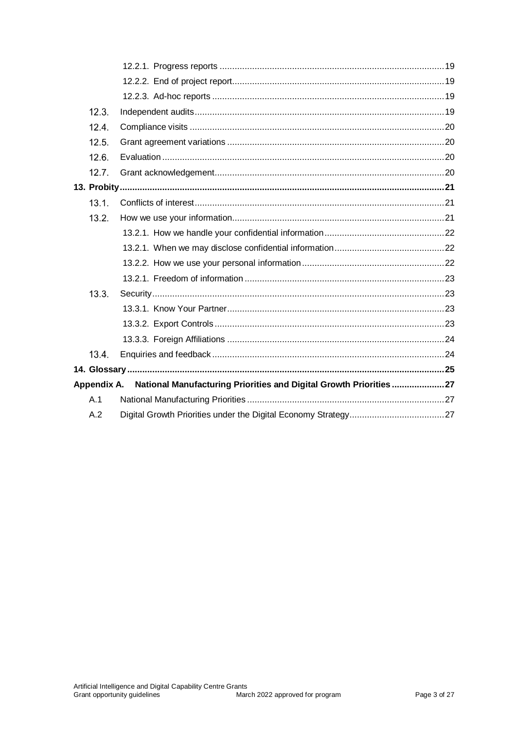- 12.2.1. Progress reports ... 19
- 12.2.2. End of project report ... 19
- 12.2.3. Ad-hoc reports ... 19
- 12.3. Independent audits ... 19
- 12.4. Compliance visits ... 20
- 12.5. Grant agreement variations ... 20
- 12.6. Evaluation ... 20
- 12.7. Grant acknowledgement ... 20

**13. Probity ... 21**

- 13.1. Conflicts of interest ... 21
- 13.2. How we use your information ... 21
  - 13.2.1. How we handle your confidential information ... 22
  - 13.2.1. When we may disclose confidential information ... 22
  - 13.2.2. How we use your personal information ... 22
  - 13.2.1. Freedom of information ... 23
- 13.3. Security ... 23
  - 13.3.1. Know Your Partner ... 23
  - 13.3.2. Export Controls ... 23
  - 13.3.3. Foreign Affiliations ... 24
- 13.4. Enquiries and feedback ... 24

**14. Glossary ... 25**

**Appendix A. National Manufacturing Priorities and Digital Growth Priorities ... 27**

- A.1 National Manufacturing Priorities ... 27
- A.2 Digital Growth Priorities under the Digital Economy Strategy ... 27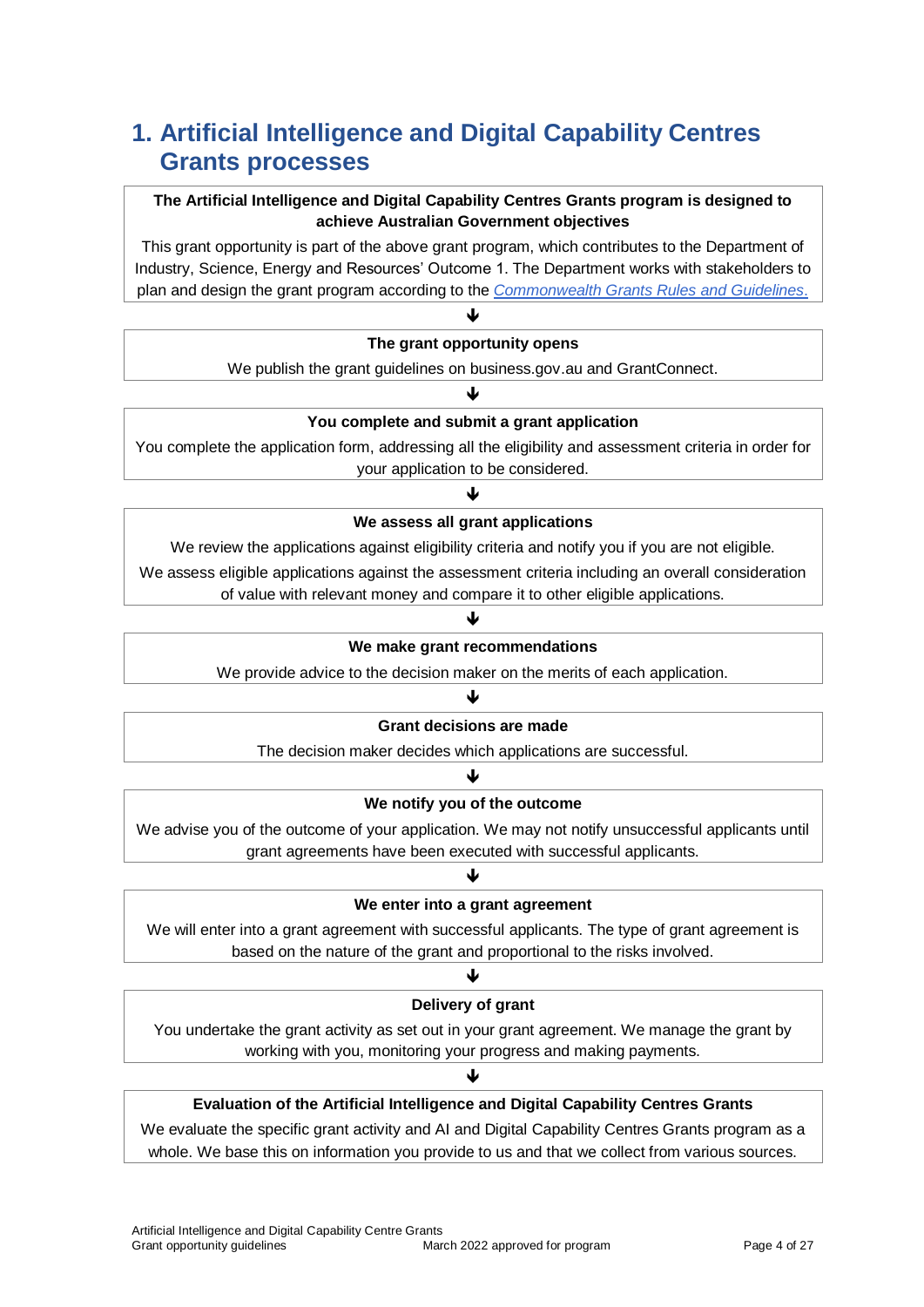# 1. Artificial Intelligence and Digital Capability Centres Grants processes

**The Artificial Intelligence and Digital Capability Centres Grants program is designed to achieve Australian Government objectives**

This grant opportunity is part of the above grant program, which contributes to the Department of Industry, Science, Energy and Resources' Outcome 1. The Department works with stakeholders to plan and design the grant program according to the *Commonwealth Grants Rules and Guidelines*.

↓

**The grant opportunity opens**

We publish the grant guidelines on business.gov.au and GrantConnect.

↓

**You complete and submit a grant application**

You complete the application form, addressing all the eligibility and assessment criteria in order for your application to be considered.

↓

**We assess all grant applications**

We review the applications against eligibility criteria and notify you if you are not eligible.

We assess eligible applications against the assessment criteria including an overall consideration of value with relevant money and compare it to other eligible applications.

↓

**We make grant recommendations**

We provide advice to the decision maker on the merits of each application.

↓

**Grant decisions are made**

The decision maker decides which applications are successful.

↓

**We notify you of the outcome**

We advise you of the outcome of your application. We may not notify unsuccessful applicants until grant agreements have been executed with successful applicants.

↓

**We enter into a grant agreement**

We will enter into a grant agreement with successful applicants. The type of grant agreement is based on the nature of the grant and proportional to the risks involved.

↓

**Delivery of grant**

You undertake the grant activity as set out in your grant agreement. We manage the grant by working with you, monitoring your progress and making payments.

↓

**Evaluation of the Artificial Intelligence and Digital Capability Centres Grants**

We evaluate the specific grant activity and AI and Digital Capability Centres Grants program as a whole. We base this on information you provide to us and that we collect from various sources.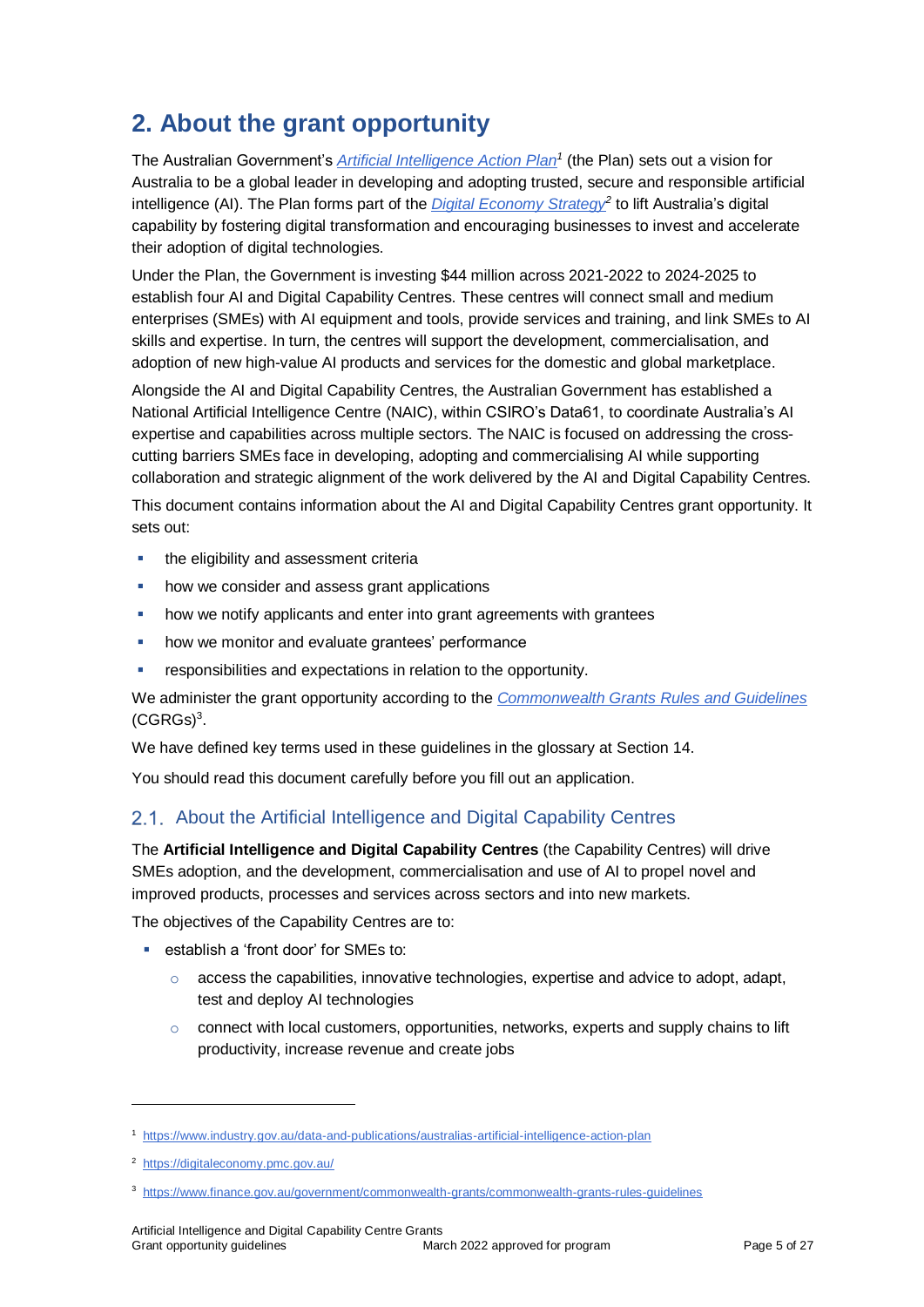# 2. About the grant opportunity

The Australian Government's *Artificial Intelligence Action Plan*[1] (the Plan) sets out a vision for Australia to be a global leader in developing and adopting trusted, secure and responsible artificial intelligence (AI). The Plan forms part of the *Digital Economy Strategy*[2] to lift Australia's digital capability by fostering digital transformation and encouraging businesses to invest and accelerate their adoption of digital technologies.

Under the Plan, the Government is investing $44 million across 2021-2022 to 2024-2025 to establish four AI and Digital Capability Centres. These centres will connect small and medium enterprises (SMEs) with AI equipment and tools, provide services and training, and link SMEs to AI skills and expertise. In turn, the centres will support the development, commercialisation, and adoption of new high-value AI products and services for the domestic and global marketplace.

Alongside the AI and Digital Capability Centres, the Australian Government has established a National Artificial Intelligence Centre (NAIC), within CSIRO's Data61, to coordinate Australia's AI expertise and capabilities across multiple sectors. The NAIC is focused on addressing the cross-cutting barriers SMEs face in developing, adopting and commercialising AI while supporting collaboration and strategic alignment of the work delivered by the AI and Digital Capability Centres.

This document contains information about the AI and Digital Capability Centres grant opportunity. It sets out:

- the eligibility and assessment criteria
- how we consider and assess grant applications
- how we notify applicants and enter into grant agreements with grantees
- how we monitor and evaluate grantees' performance
- responsibilities and expectations in relation to the opportunity.

We administer the grant opportunity according to the Commonwealth Grants Rules and Guidelines (CGRGs)[3].

We have defined key terms used in these guidelines in the glossary at Section 14.

You should read this document carefully before you fill out an application.

## 2.1. About the Artificial Intelligence and Digital Capability Centres

The **Artificial Intelligence and Digital Capability Centres** (the Capability Centres) will drive SMEs adoption, and the development, commercialisation and use of AI to propel novel and improved products, processes and services across sectors and into new markets.

The objectives of the Capability Centres are to:

- establish a 'front door' for SMEs to:
  - access the capabilities, innovative technologies, expertise and advice to adopt, adapt, test and deploy AI technologies
  - connect with local customers, opportunities, networks, experts and supply chains to lift productivity, increase revenue and create jobs

---

[1] https://www.industry.gov.au/data-and-publications/australias-artificial-intelligence-action-plan

[2] https://digitaleconomy.pmc.gov.au/

[3] https://www.finance.gov.au/government/commonwealth-grants/commonwealth-grants-rules-guidelines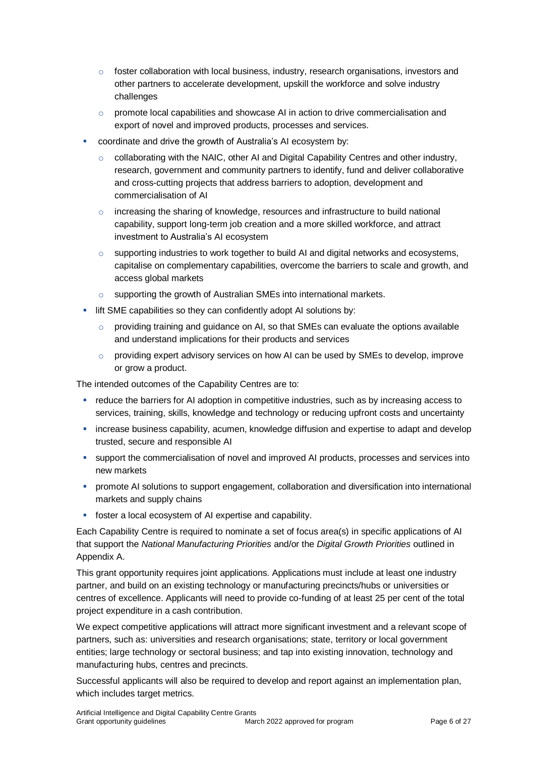- foster collaboration with local business, industry, research organisations, investors and other partners to accelerate development, upskill the workforce and solve industry challenges
  - promote local capabilities and showcase AI in action to drive commercialisation and export of novel and improved products, processes and services.
- coordinate and drive the growth of Australia's AI ecosystem by:
  - collaborating with the NAIC, other AI and Digital Capability Centres and other industry, research, government and community partners to identify, fund and deliver collaborative and cross-cutting projects that address barriers to adoption, development and commercialisation of AI
  - increasing the sharing of knowledge, resources and infrastructure to build national capability, support long-term job creation and a more skilled workforce, and attract investment to Australia's AI ecosystem
  - supporting industries to work together to build AI and digital networks and ecosystems, capitalise on complementary capabilities, overcome the barriers to scale and growth, and access global markets
  - supporting the growth of Australian SMEs into international markets.
- lift SME capabilities so they can confidently adopt AI solutions by:
  - providing training and guidance on AI, so that SMEs can evaluate the options available and understand implications for their products and services
  - providing expert advisory services on how AI can be used by SMEs to develop, improve or grow a product.

The intended outcomes of the Capability Centres are to:

- reduce the barriers for AI adoption in competitive industries, such as by increasing access to services, training, skills, knowledge and technology or reducing upfront costs and uncertainty
- increase business capability, acumen, knowledge diffusion and expertise to adapt and develop trusted, secure and responsible AI
- support the commercialisation of novel and improved AI products, processes and services into new markets
- promote AI solutions to support engagement, collaboration and diversification into international markets and supply chains
- foster a local ecosystem of AI expertise and capability.

Each Capability Centre is required to nominate a set of focus area(s) in specific applications of AI that support the *National Manufacturing Priorities* and/or the *Digital Growth Priorities* outlined in Appendix A.

This grant opportunity requires joint applications. Applications must include at least one industry partner, and build on an existing technology or manufacturing precincts/hubs or universities or centres of excellence. Applicants will need to provide co-funding of at least 25 per cent of the total project expenditure in a cash contribution.

We expect competitive applications will attract more significant investment and a relevant scope of partners, such as: universities and research organisations; state, territory or local government entities; large technology or sectoral business; and tap into existing innovation, technology and manufacturing hubs, centres and precincts.

Successful applicants will also be required to develop and report against an implementation plan, which includes target metrics.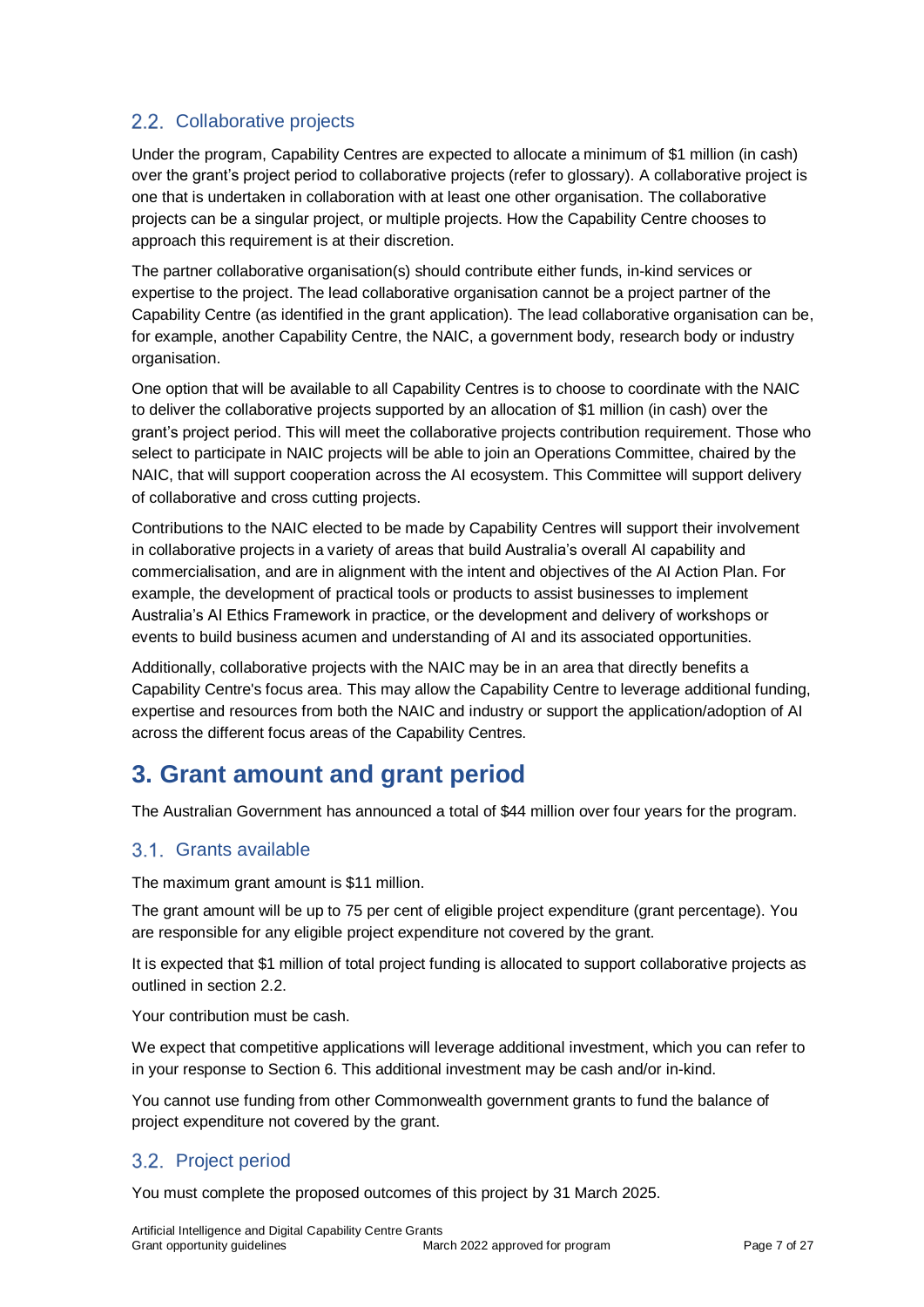### 2.2. Collaborative projects

Under the program, Capability Centres are expected to allocate a minimum of $1 million (in cash) over the grant's project period to collaborative projects (refer to glossary). A collaborative project is one that is undertaken in collaboration with at least one other organisation. The collaborative projects can be a singular project, or multiple projects. How the Capability Centre chooses to approach this requirement is at their discretion.

The partner collaborative organisation(s) should contribute either funds, in-kind services or expertise to the project. The lead collaborative organisation cannot be a project partner of the Capability Centre (as identified in the grant application). The lead collaborative organisation can be, for example, another Capability Centre, the NAIC, a government body, research body or industry organisation.

One option that will be available to all Capability Centres is to choose to coordinate with the NAIC to deliver the collaborative projects supported by an allocation of $1 million (in cash) over the grant's project period. This will meet the collaborative projects contribution requirement. Those who select to participate in NAIC projects will be able to join an Operations Committee, chaired by the NAIC, that will support cooperation across the AI ecosystem. This Committee will support delivery of collaborative and cross cutting projects.

Contributions to the NAIC elected to be made by Capability Centres will support their involvement in collaborative projects in a variety of areas that build Australia's overall AI capability and commercialisation, and are in alignment with the intent and objectives of the AI Action Plan. For example, the development of practical tools or products to assist businesses to implement Australia's AI Ethics Framework in practice, or the development and delivery of workshops or events to build business acumen and understanding of AI and its associated opportunities.

Additionally, collaborative projects with the NAIC may be in an area that directly benefits a Capability Centre's focus area. This may allow the Capability Centre to leverage additional funding, expertise and resources from both the NAIC and industry or support the application/adoption of AI across the different focus areas of the Capability Centres.

# 3. Grant amount and grant period

The Australian Government has announced a total of $44 million over four years for the program.

### 3.1. Grants available

The maximum grant amount is $11 million.

The grant amount will be up to 75 per cent of eligible project expenditure (grant percentage). You are responsible for any eligible project expenditure not covered by the grant.

It is expected that $1 million of total project funding is allocated to support collaborative projects as outlined in section 2.2.

Your contribution must be cash.

We expect that competitive applications will leverage additional investment, which you can refer to in your response to Section 6. This additional investment may be cash and/or in-kind.

You cannot use funding from other Commonwealth government grants to fund the balance of project expenditure not covered by the grant.

### 3.2. Project period

You must complete the proposed outcomes of this project by 31 March 2025.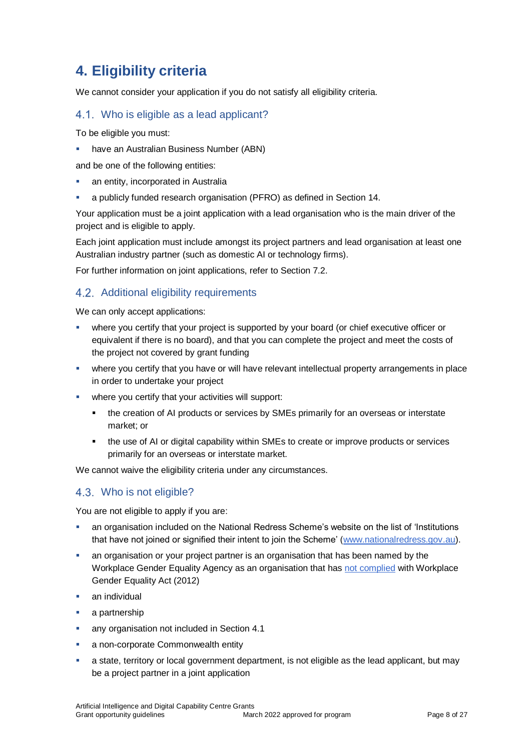# 4. Eligibility criteria

We cannot consider your application if you do not satisfy all eligibility criteria.

## 4.1. Who is eligible as a lead applicant?

To be eligible you must:

- have an Australian Business Number (ABN)

and be one of the following entities:

- an entity, incorporated in Australia
- a publicly funded research organisation (PFRO) as defined in Section 14.

Your application must be a joint application with a lead organisation who is the main driver of the project and is eligible to apply.

Each joint application must include amongst its project partners and lead organisation at least one Australian industry partner (such as domestic AI or technology firms).

For further information on joint applications, refer to Section 7.2.

## 4.2. Additional eligibility requirements

We can only accept applications:

- where you certify that your project is supported by your board (or chief executive officer or equivalent if there is no board), and that you can complete the project and meet the costs of the project not covered by grant funding
- where you certify that you have or will have relevant intellectual property arrangements in place in order to undertake your project
- where you certify that your activities will support:
  - the creation of AI products or services by SMEs primarily for an overseas or interstate market; or
  - the use of AI or digital capability within SMEs to create or improve products or services primarily for an overseas or interstate market.

We cannot waive the eligibility criteria under any circumstances.

## 4.3. Who is not eligible?

You are not eligible to apply if you are:

- an organisation included on the National Redress Scheme's website on the list of 'Institutions that have not joined or signified their intent to join the Scheme' ([www.nationalredress.gov.au](http://www.nationalredress.gov.au)).
- an organisation or your project partner is an organisation that has been named by the Workplace Gender Equality Agency as an organisation that has [not complied](#) with Workplace Gender Equality Act (2012)
- an individual
- a partnership
- any organisation not included in Section 4.1
- a non-corporate Commonwealth entity
- a state, territory or local government department, is not eligible as the lead applicant, but may be a project partner in a joint application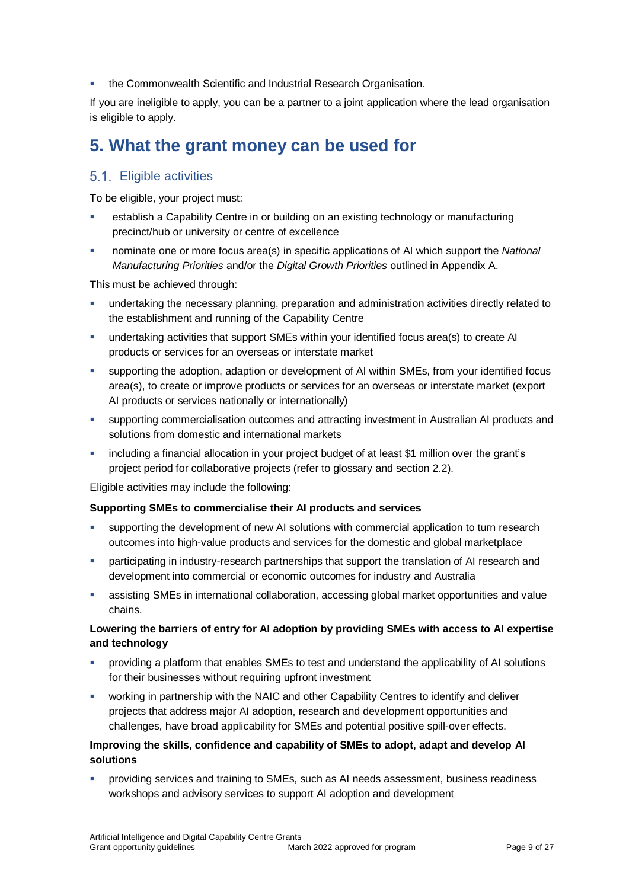- the Commonwealth Scientific and Industrial Research Organisation.

If you are ineligible to apply, you can be a partner to a joint application where the lead organisation is eligible to apply.

# 5. What the grant money can be used for

## 5.1. Eligible activities

To be eligible, your project must:

- establish a Capability Centre in or building on an existing technology or manufacturing precinct/hub or university or centre of excellence
- nominate one or more focus area(s) in specific applications of AI which support the *National Manufacturing Priorities* and/or the *Digital Growth Priorities* outlined in Appendix A.

This must be achieved through:

- undertaking the necessary planning, preparation and administration activities directly related to the establishment and running of the Capability Centre
- undertaking activities that support SMEs within your identified focus area(s) to create AI products or services for an overseas or interstate market
- supporting the adoption, adaption or development of AI within SMEs, from your identified focus area(s), to create or improve products or services for an overseas or interstate market (export AI products or services nationally or internationally)
- supporting commercialisation outcomes and attracting investment in Australian AI products and solutions from domestic and international markets
- including a financial allocation in your project budget of at least $1 million over the grant's project period for collaborative projects (refer to glossary and section 2.2).

Eligible activities may include the following:

**Supporting SMEs to commercialise their AI products and services**

- supporting the development of new AI solutions with commercial application to turn research outcomes into high-value products and services for the domestic and global marketplace
- participating in industry-research partnerships that support the translation of AI research and development into commercial or economic outcomes for industry and Australia
- assisting SMEs in international collaboration, accessing global market opportunities and value chains.

**Lowering the barriers of entry for AI adoption by providing SMEs with access to AI expertise and technology**

- providing a platform that enables SMEs to test and understand the applicability of AI solutions for their businesses without requiring upfront investment
- working in partnership with the NAIC and other Capability Centres to identify and deliver projects that address major AI adoption, research and development opportunities and challenges, have broad applicability for SMEs and potential positive spill-over effects.

**Improving the skills, confidence and capability of SMEs to adopt, adapt and develop AI solutions**

- providing services and training to SMEs, such as AI needs assessment, business readiness workshops and advisory services to support AI adoption and development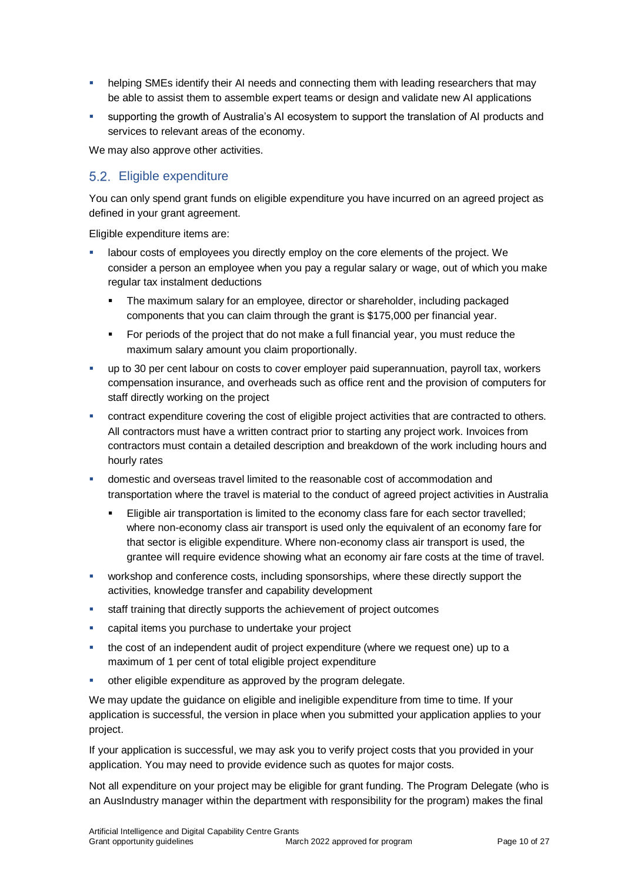- helping SMEs identify their AI needs and connecting them with leading researchers that may be able to assist them to assemble expert teams or design and validate new AI applications
- supporting the growth of Australia's AI ecosystem to support the translation of AI products and services to relevant areas of the economy.

We may also approve other activities.

## 5.2. Eligible expenditure

You can only spend grant funds on eligible expenditure you have incurred on an agreed project as defined in your grant agreement.

Eligible expenditure items are:

- labour costs of employees you directly employ on the core elements of the project. We consider a person an employee when you pay a regular salary or wage, out of which you make regular tax instalment deductions
  - The maximum salary for an employee, director or shareholder, including packaged components that you can claim through the grant is $175,000 per financial year.
  - For periods of the project that do not make a full financial year, you must reduce the maximum salary amount you claim proportionally.
- up to 30 per cent labour on costs to cover employer paid superannuation, payroll tax, workers compensation insurance, and overheads such as office rent and the provision of computers for staff directly working on the project
- contract expenditure covering the cost of eligible project activities that are contracted to others. All contractors must have a written contract prior to starting any project work. Invoices from contractors must contain a detailed description and breakdown of the work including hours and hourly rates
- domestic and overseas travel limited to the reasonable cost of accommodation and transportation where the travel is material to the conduct of agreed project activities in Australia
  - Eligible air transportation is limited to the economy class fare for each sector travelled; where non-economy class air transport is used only the equivalent of an economy fare for that sector is eligible expenditure. Where non-economy class air transport is used, the grantee will require evidence showing what an economy air fare costs at the time of travel.
- workshop and conference costs, including sponsorships, where these directly support the activities, knowledge transfer and capability development
- staff training that directly supports the achievement of project outcomes
- capital items you purchase to undertake your project
- the cost of an independent audit of project expenditure (where we request one) up to a maximum of 1 per cent of total eligible project expenditure
- other eligible expenditure as approved by the program delegate.

We may update the guidance on eligible and ineligible expenditure from time to time. If your application is successful, the version in place when you submitted your application applies to your project.

If your application is successful, we may ask you to verify project costs that you provided in your application. You may need to provide evidence such as quotes for major costs.

Not all expenditure on your project may be eligible for grant funding. The Program Delegate (who is an AusIndustry manager within the department with responsibility for the program) makes the final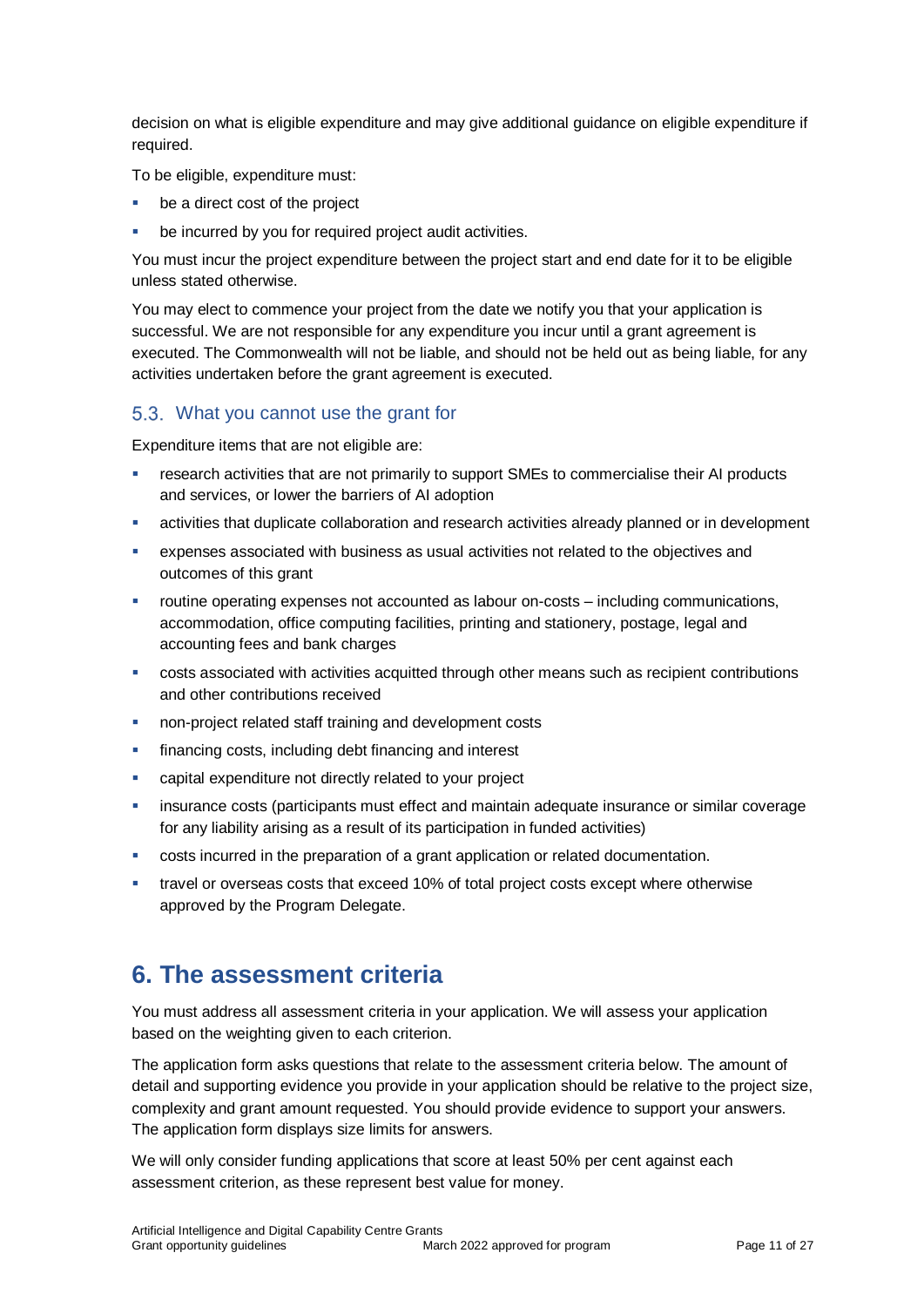decision on what is eligible expenditure and may give additional guidance on eligible expenditure if required.

To be eligible, expenditure must:

- be a direct cost of the project
- be incurred by you for required project audit activities.

You must incur the project expenditure between the project start and end date for it to be eligible unless stated otherwise.

You may elect to commence your project from the date we notify you that your application is successful. We are not responsible for any expenditure you incur until a grant agreement is executed. The Commonwealth will not be liable, and should not be held out as being liable, for any activities undertaken before the grant agreement is executed.

### 5.3. What you cannot use the grant for

Expenditure items that are not eligible are:

- research activities that are not primarily to support SMEs to commercialise their AI products and services, or lower the barriers of AI adoption
- activities that duplicate collaboration and research activities already planned or in development
- expenses associated with business as usual activities not related to the objectives and outcomes of this grant
- routine operating expenses not accounted as labour on-costs – including communications, accommodation, office computing facilities, printing and stationery, postage, legal and accounting fees and bank charges
- costs associated with activities acquitted through other means such as recipient contributions and other contributions received
- non-project related staff training and development costs
- financing costs, including debt financing and interest
- capital expenditure not directly related to your project
- insurance costs (participants must effect and maintain adequate insurance or similar coverage for any liability arising as a result of its participation in funded activities)
- costs incurred in the preparation of a grant application or related documentation.
- travel or overseas costs that exceed 10% of total project costs except where otherwise approved by the Program Delegate.

## 6. The assessment criteria

You must address all assessment criteria in your application. We will assess your application based on the weighting given to each criterion.

The application form asks questions that relate to the assessment criteria below. The amount of detail and supporting evidence you provide in your application should be relative to the project size, complexity and grant amount requested. You should provide evidence to support your answers. The application form displays size limits for answers.

We will only consider funding applications that score at least 50% per cent against each assessment criterion, as these represent best value for money.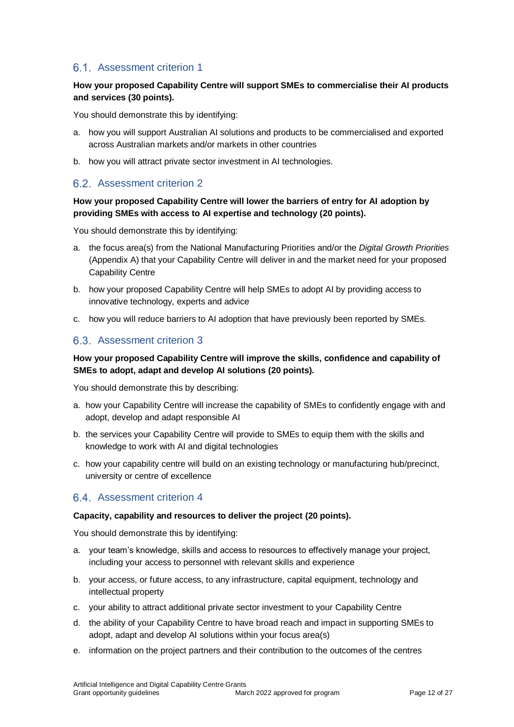## 6.1. Assessment criterion 1

**How your proposed Capability Centre will support SMEs to commercialise their AI products and services (30 points).**

You should demonstrate this by identifying:

a. how you will support Australian AI solutions and products to be commercialised and exported across Australian markets and/or markets in other countries

b. how you will attract private sector investment in AI technologies.

## 6.2. Assessment criterion 2

**How your proposed Capability Centre will lower the barriers of entry for AI adoption by providing SMEs with access to AI expertise and technology (20 points).**

You should demonstrate this by identifying:

a. the focus area(s) from the National Manufacturing Priorities and/or the *Digital Growth Priorities* (Appendix A) that your Capability Centre will deliver in and the market need for your proposed Capability Centre

b. how your proposed Capability Centre will help SMEs to adopt AI by providing access to innovative technology, experts and advice

c. how you will reduce barriers to AI adoption that have previously been reported by SMEs.

## 6.3. Assessment criterion 3

**How your proposed Capability Centre will improve the skills, confidence and capability of SMEs to adopt, adapt and develop AI solutions (20 points).**

You should demonstrate this by describing:

a. how your Capability Centre will increase the capability of SMEs to confidently engage with and adopt, develop and adapt responsible AI

b. the services your Capability Centre will provide to SMEs to equip them with the skills and knowledge to work with AI and digital technologies

c. how your capability centre will build on an existing technology or manufacturing hub/precinct, university or centre of excellence

## 6.4. Assessment criterion 4

**Capacity, capability and resources to deliver the project (20 points).**

You should demonstrate this by identifying:

a. your team's knowledge, skills and access to resources to effectively manage your project, including your access to personnel with relevant skills and experience

b. your access, or future access, to any infrastructure, capital equipment, technology and intellectual property

c. your ability to attract additional private sector investment to your Capability Centre

d. the ability of your Capability Centre to have broad reach and impact in supporting SMEs to adopt, adapt and develop AI solutions within your focus area(s)

e. information on the project partners and their contribution to the outcomes of the centres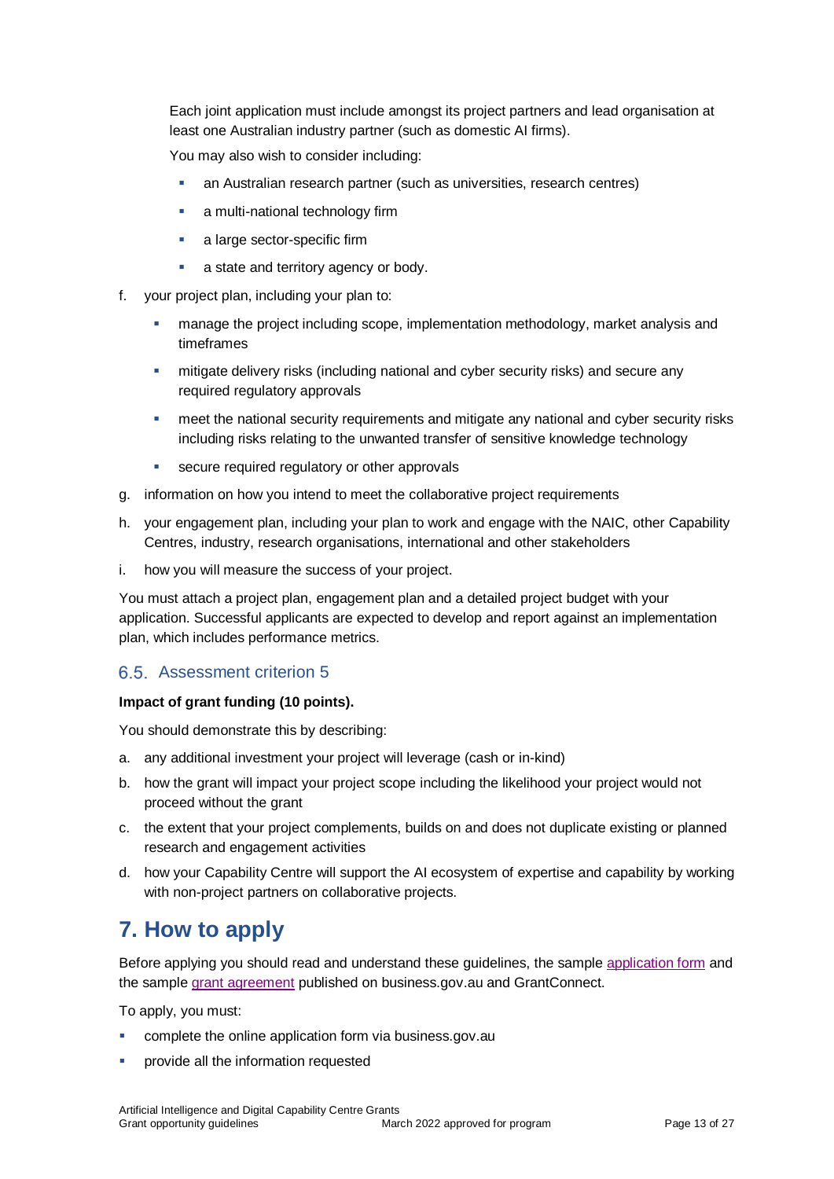Each joint application must include amongst its project partners and lead organisation at least one Australian industry partner (such as domestic AI firms).

You may also wish to consider including:

- an Australian research partner (such as universities, research centres)
- a multi-national technology firm
- a large sector-specific firm
- a state and territory agency or body.

f. your project plan, including your plan to:
   - manage the project including scope, implementation methodology, market analysis and timeframes
   - mitigate delivery risks (including national and cyber security risks) and secure any required regulatory approvals
   - meet the national security requirements and mitigate any national and cyber security risks including risks relating to the unwanted transfer of sensitive knowledge technology
   - secure required regulatory or other approvals

g. information on how you intend to meet the collaborative project requirements

h. your engagement plan, including your plan to work and engage with the NAIC, other Capability Centres, industry, research organisations, international and other stakeholders

i. how you will measure the success of your project.

You must attach a project plan, engagement plan and a detailed project budget with your application. Successful applicants are expected to develop and report against an implementation plan, which includes performance metrics.

### 6.5. Assessment criterion 5

**Impact of grant funding (10 points).**

You should demonstrate this by describing:

a. any additional investment your project will leverage (cash or in-kind)

b. how the grant will impact your project scope including the likelihood your project would not proceed without the grant

c. the extent that your project complements, builds on and does not duplicate existing or planned research and engagement activities

d. how your Capability Centre will support the AI ecosystem of expertise and capability by working with non-project partners on collaborative projects.

## 7. How to apply

Before applying you should read and understand these guidelines, the sample application form and the sample grant agreement published on business.gov.au and GrantConnect.

To apply, you must:

- complete the online application form via business.gov.au
- provide all the information requested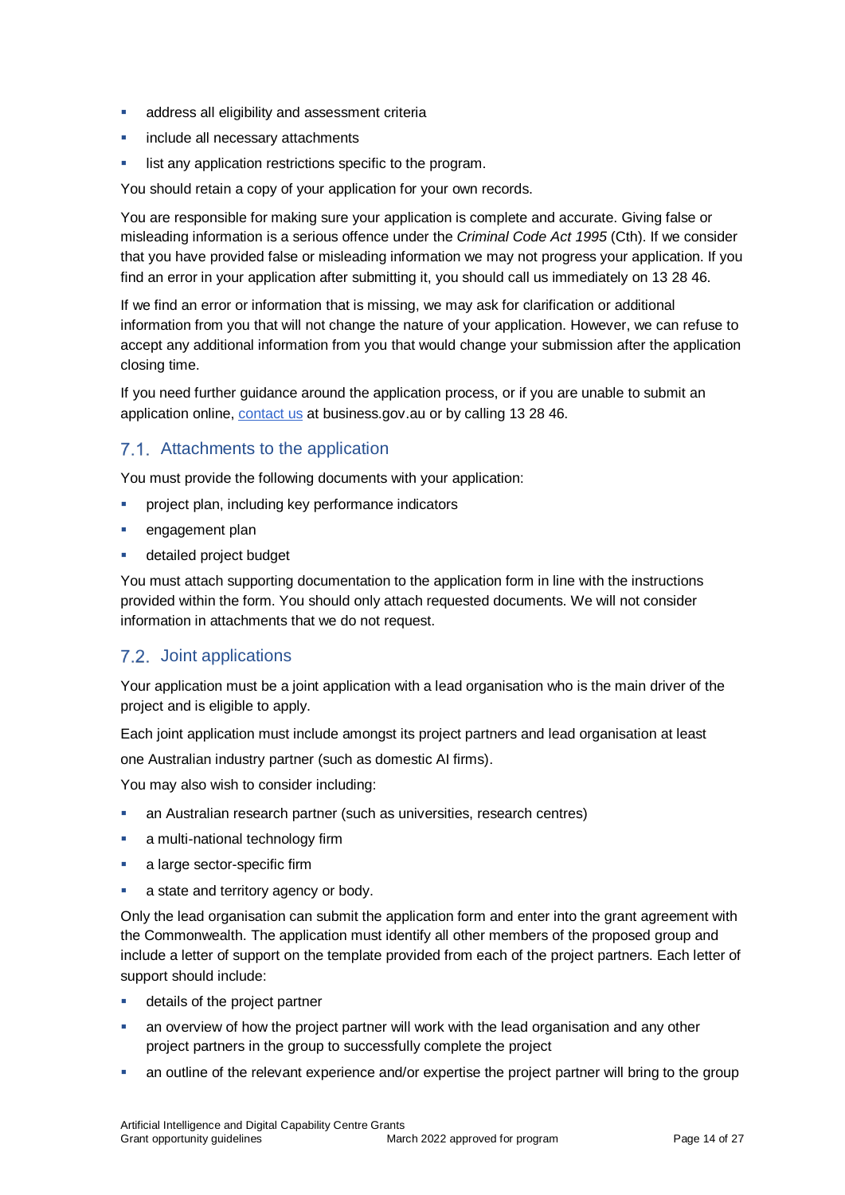- address all eligibility and assessment criteria
- include all necessary attachments
- list any application restrictions specific to the program.

You should retain a copy of your application for your own records.

You are responsible for making sure your application is complete and accurate. Giving false or misleading information is a serious offence under the *Criminal Code Act 1995* (Cth). If we consider that you have provided false or misleading information we may not progress your application. If you find an error in your application after submitting it, you should call us immediately on 13 28 46.

If we find an error or information that is missing, we may ask for clarification or additional information from you that will not change the nature of your application. However, we can refuse to accept any additional information from you that would change your submission after the application closing time.

If you need further guidance around the application process, or if you are unable to submit an application online, [contact us] at business.gov.au or by calling 13 28 46.

## 7.1. Attachments to the application

You must provide the following documents with your application:

- project plan, including key performance indicators
- engagement plan
- detailed project budget

You must attach supporting documentation to the application form in line with the instructions provided within the form. You should only attach requested documents. We will not consider information in attachments that we do not request.

## 7.2. Joint applications

Your application must be a joint application with a lead organisation who is the main driver of the project and is eligible to apply.

Each joint application must include amongst its project partners and lead organisation at least one Australian industry partner (such as domestic AI firms).

You may also wish to consider including:

- an Australian research partner (such as universities, research centres)
- a multi-national technology firm
- a large sector-specific firm
- a state and territory agency or body.

Only the lead organisation can submit the application form and enter into the grant agreement with the Commonwealth. The application must identify all other members of the proposed group and include a letter of support on the template provided from each of the project partners. Each letter of support should include:

- details of the project partner
- an overview of how the project partner will work with the lead organisation and any other project partners in the group to successfully complete the project
- an outline of the relevant experience and/or expertise the project partner will bring to the group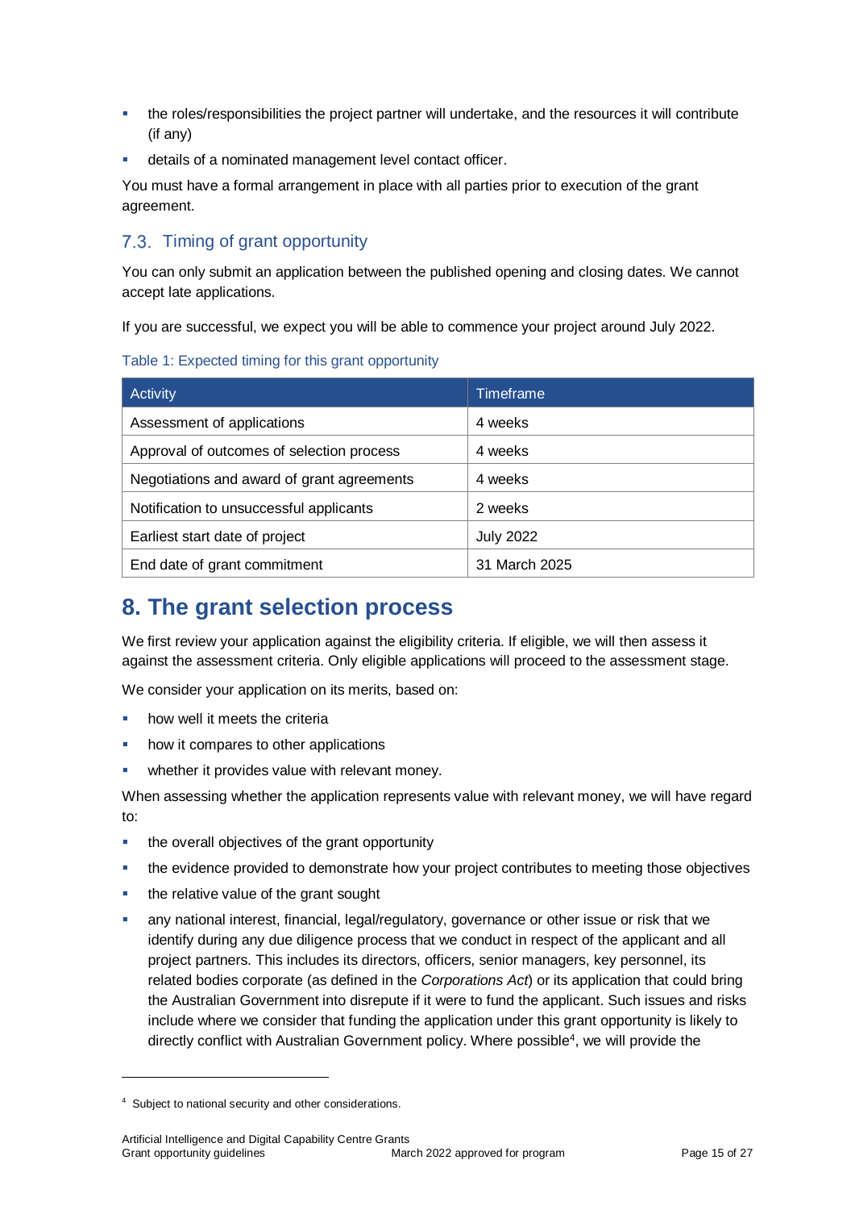- the roles/responsibilities the project partner will undertake, and the resources it will contribute (if any)
- details of a nominated management level contact officer.

You must have a formal arrangement in place with all parties prior to execution of the grant agreement.

### 7.3. Timing of grant opportunity

You can only submit an application between the published opening and closing dates. We cannot accept late applications.

If you are successful, we expect you will be able to commence your project around July 2022.

Table 1: Expected timing for this grant opportunity

| Activity | Timeframe |
| --- | --- |
| Assessment of applications | 4 weeks |
| Approval of outcomes of selection process | 4 weeks |
| Negotiations and award of grant agreements | 4 weeks |
| Notification to unsuccessful applicants | 2 weeks |
| Earliest start date of project | July 2022 |
| End date of grant commitment | 31 March 2025 |

# 8. The grant selection process

We first review your application against the eligibility criteria. If eligible, we will then assess it against the assessment criteria. Only eligible applications will proceed to the assessment stage.

We consider your application on its merits, based on:

- how well it meets the criteria
- how it compares to other applications
- whether it provides value with relevant money.

When assessing whether the application represents value with relevant money, we will have regard to:

- the overall objectives of the grant opportunity
- the evidence provided to demonstrate how your project contributes to meeting those objectives
- the relative value of the grant sought
- any national interest, financial, legal/regulatory, governance or other issue or risk that we identify during any due diligence process that we conduct in respect of the applicant and all project partners. This includes its directors, officers, senior managers, key personnel, its related bodies corporate (as defined in the *Corporations Act*) or its application that could bring the Australian Government into disrepute if it were to fund the applicant. Such issues and risks include where we consider that funding the application under this grant opportunity is likely to directly conflict with Australian Government policy. Where possible[4], we will provide the

[4] Subject to national security and other considerations.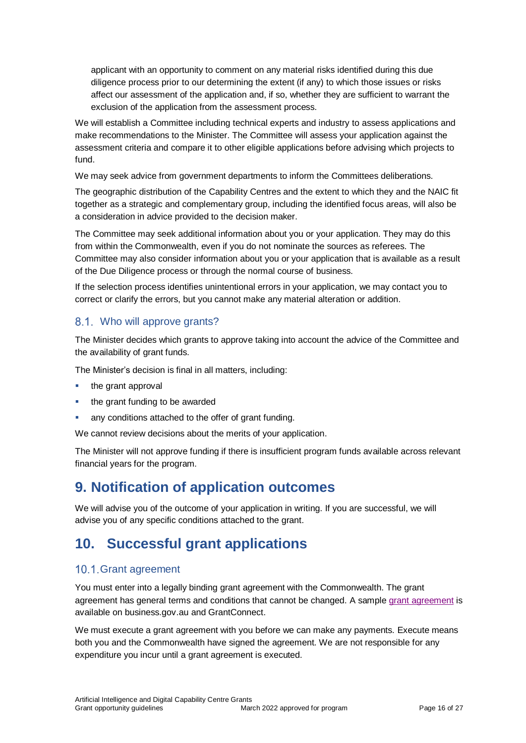applicant with an opportunity to comment on any material risks identified during this due diligence process prior to our determining the extent (if any) to which those issues or risks affect our assessment of the application and, if so, whether they are sufficient to warrant the exclusion of the application from the assessment process.

We will establish a Committee including technical experts and industry to assess applications and make recommendations to the Minister. The Committee will assess your application against the assessment criteria and compare it to other eligible applications before advising which projects to fund.

We may seek advice from government departments to inform the Committees deliberations.

The geographic distribution of the Capability Centres and the extent to which they and the NAIC fit together as a strategic and complementary group, including the identified focus areas, will also be a consideration in advice provided to the decision maker.

The Committee may seek additional information about you or your application. They may do this from within the Commonwealth, even if you do not nominate the sources as referees. The Committee may also consider information about you or your application that is available as a result of the Due Diligence process or through the normal course of business.

If the selection process identifies unintentional errors in your application, we may contact you to correct or clarify the errors, but you cannot make any material alteration or addition.

### 8.1. Who will approve grants?

The Minister decides which grants to approve taking into account the advice of the Committee and the availability of grant funds.

The Minister's decision is final in all matters, including:

- the grant approval
- the grant funding to be awarded
- any conditions attached to the offer of grant funding.

We cannot review decisions about the merits of your application.

The Minister will not approve funding if there is insufficient program funds available across relevant financial years for the program.

## 9. Notification of application outcomes

We will advise you of the outcome of your application in writing. If you are successful, we will advise you of any specific conditions attached to the grant.

## 10. Successful grant applications

### 10.1. Grant agreement

You must enter into a legally binding grant agreement with the Commonwealth. The grant agreement has general terms and conditions that cannot be changed. A sample grant agreement is available on business.gov.au and GrantConnect.

We must execute a grant agreement with you before we can make any payments. Execute means both you and the Commonwealth have signed the agreement. We are not responsible for any expenditure you incur until a grant agreement is executed.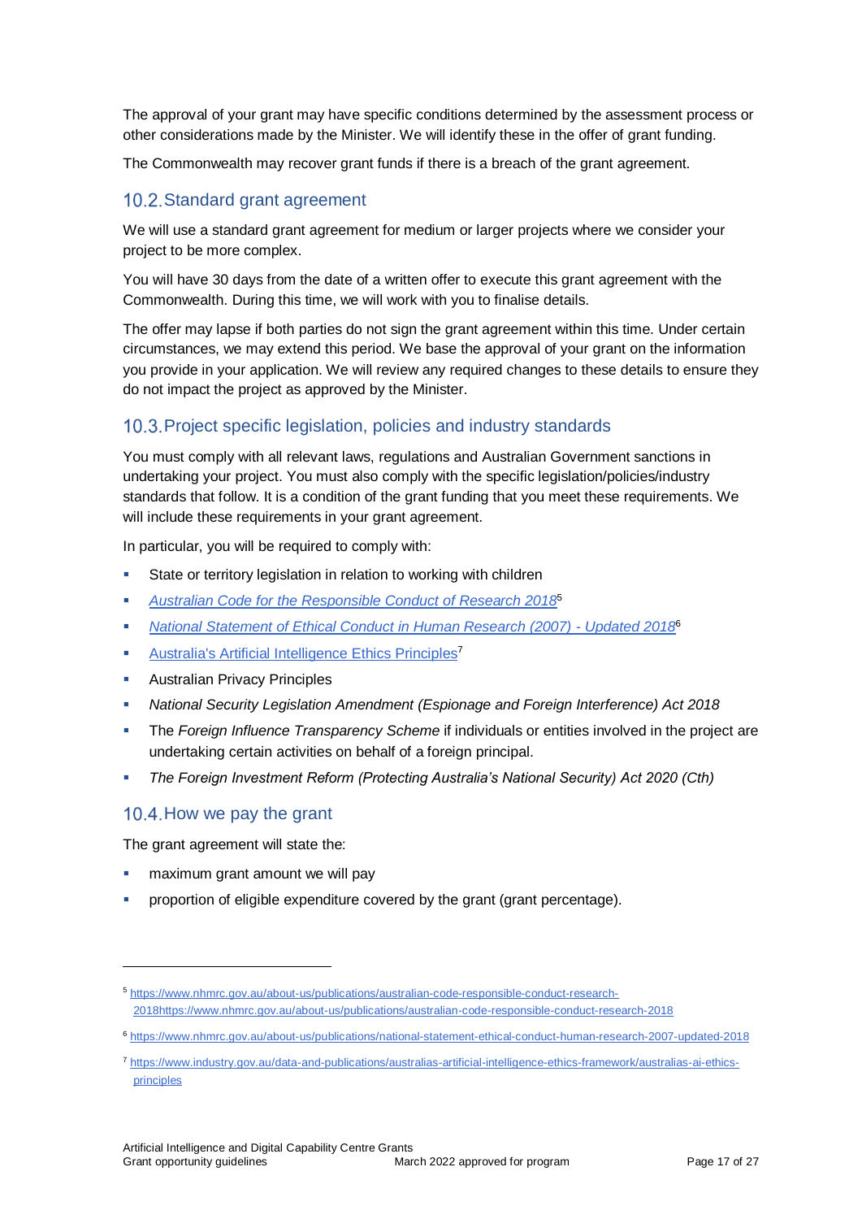The approval of your grant may have specific conditions determined by the assessment process or other considerations made by the Minister. We will identify these in the offer of grant funding.

The Commonwealth may recover grant funds if there is a breach of the grant agreement.

## 10.2. Standard grant agreement

We will use a standard grant agreement for medium or larger projects where we consider your project to be more complex.

You will have 30 days from the date of a written offer to execute this grant agreement with the Commonwealth. During this time, we will work with you to finalise details.

The offer may lapse if both parties do not sign the grant agreement within this time. Under certain circumstances, we may extend this period. We base the approval of your grant on the information you provide in your application. We will review any required changes to these details to ensure they do not impact the project as approved by the Minister.

## 10.3. Project specific legislation, policies and industry standards

You must comply with all relevant laws, regulations and Australian Government sanctions in undertaking your project. You must also comply with the specific legislation/policies/industry standards that follow. It is a condition of the grant funding that you meet these requirements. We will include these requirements in your grant agreement.

In particular, you will be required to comply with:

- State or territory legislation in relation to working with children
- [*Australian Code for the Responsible Conduct of Research 2018*](https://www.nhmrc.gov.au/about-us/publications/australian-code-responsible-conduct-research-2018)[5]
- [*National Statement of Ethical Conduct in Human Research (2007) - Updated 2018*](https://www.nhmrc.gov.au/about-us/publications/national-statement-ethical-conduct-human-research-2007-updated-2018)[6]
- [Australia's Artificial Intelligence Ethics Principles](https://www.industry.gov.au/data-and-publications/australias-artificial-intelligence-ethics-framework/australias-ai-ethics-principles)[7]
- Australian Privacy Principles
- *National Security Legislation Amendment (Espionage and Foreign Interference) Act 2018*
- The *Foreign Influence Transparency Scheme* if individuals or entities involved in the project are undertaking certain activities on behalf of a foreign principal.
- *The Foreign Investment Reform (Protecting Australia's National Security) Act 2020 (Cth)*

## 10.4. How we pay the grant

The grant agreement will state the:

- maximum grant amount we will pay
- proportion of eligible expenditure covered by the grant (grant percentage).

---

[5] https://www.nhmrc.gov.au/about-us/publications/australian-code-responsible-conduct-research-2018https://www.nhmrc.gov.au/about-us/publications/australian-code-responsible-conduct-research-2018

[6] https://www.nhmrc.gov.au/about-us/publications/national-statement-ethical-conduct-human-research-2007-updated-2018

[7] https://www.industry.gov.au/data-and-publications/australias-artificial-intelligence-ethics-framework/australias-ai-ethics-principles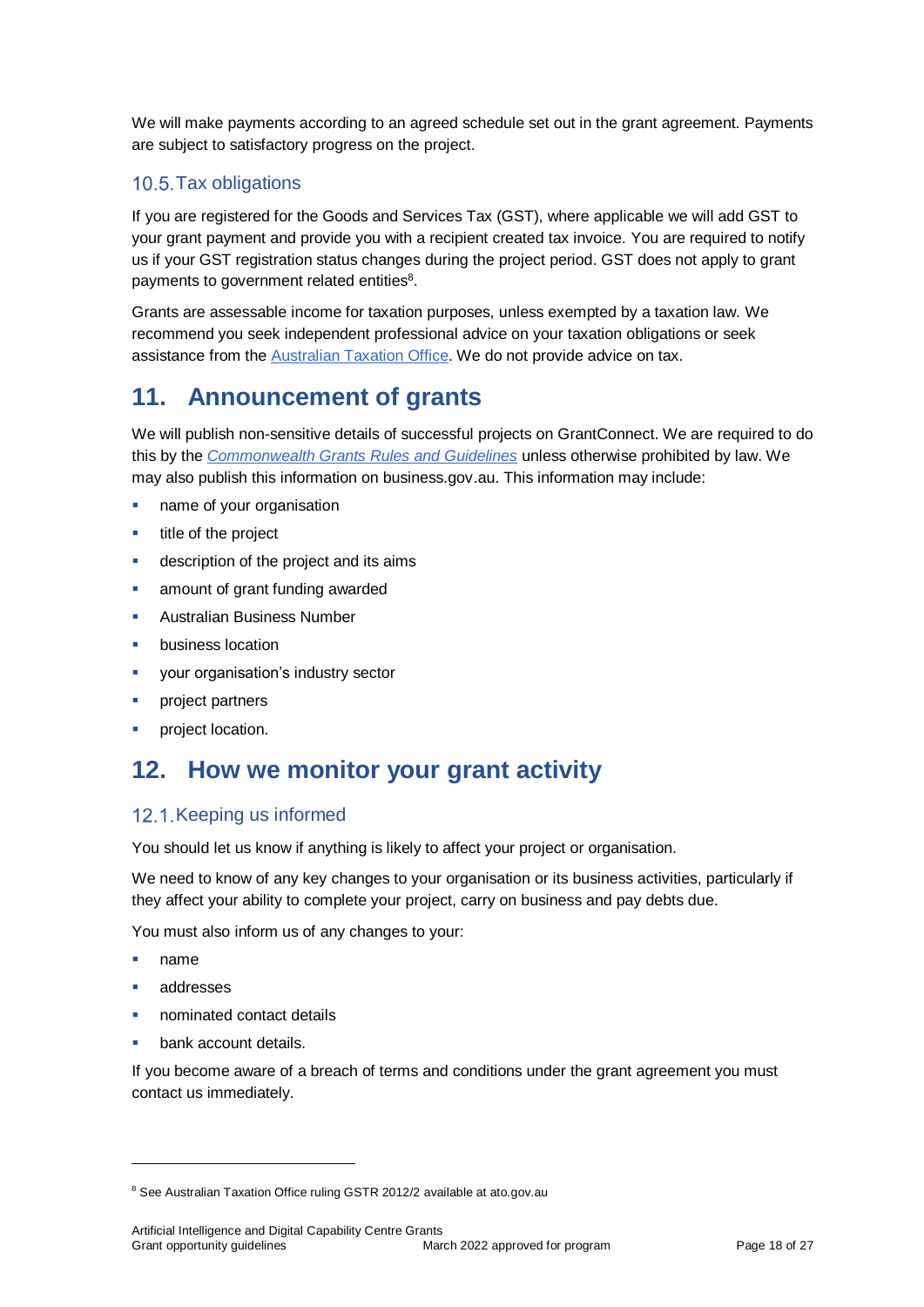We will make payments according to an agreed schedule set out in the grant agreement. Payments are subject to satisfactory progress on the project.

### 10.5. Tax obligations

If you are registered for the Goods and Services Tax (GST), where applicable we will add GST to your grant payment and provide you with a recipient created tax invoice. You are required to notify us if your GST registration status changes during the project period. GST does not apply to grant payments to government related entities[8].

Grants are assessable income for taxation purposes, unless exempted by a taxation law. We recommend you seek independent professional advice on your taxation obligations or seek assistance from the Australian Taxation Office. We do not provide advice on tax.

## 11. Announcement of grants

We will publish non-sensitive details of successful projects on GrantConnect. We are required to do this by the *Commonwealth Grants Rules and Guidelines* unless otherwise prohibited by law. We may also publish this information on business.gov.au. This information may include:

- name of your organisation
- title of the project
- description of the project and its aims
- amount of grant funding awarded
- Australian Business Number
- business location
- your organisation's industry sector
- project partners
- project location.

## 12. How we monitor your grant activity

### 12.1. Keeping us informed

You should let us know if anything is likely to affect your project or organisation.

We need to know of any key changes to your organisation or its business activities, particularly if they affect your ability to complete your project, carry on business and pay debts due.

You must also inform us of any changes to your:

- name
- addresses
- nominated contact details
- bank account details.

If you become aware of a breach of terms and conditions under the grant agreement you must contact us immediately.

---

[8] See Australian Taxation Office ruling GSTR 2012/2 available at ato.gov.au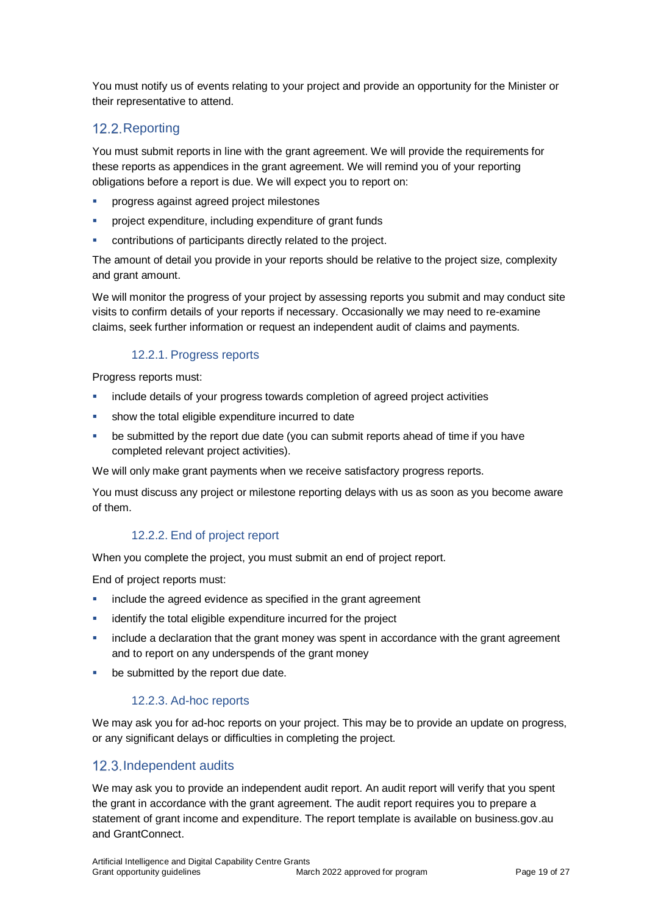You must notify us of events relating to your project and provide an opportunity for the Minister or their representative to attend.

## 12.2. Reporting

You must submit reports in line with the grant agreement. We will provide the requirements for these reports as appendices in the grant agreement. We will remind you of your reporting obligations before a report is due. We will expect you to report on:

- progress against agreed project milestones
- project expenditure, including expenditure of grant funds
- contributions of participants directly related to the project.

The amount of detail you provide in your reports should be relative to the project size, complexity and grant amount.

We will monitor the progress of your project by assessing reports you submit and may conduct site visits to confirm details of your reports if necessary. Occasionally we may need to re-examine claims, seek further information or request an independent audit of claims and payments.

### 12.2.1. Progress reports

Progress reports must:

- include details of your progress towards completion of agreed project activities
- show the total eligible expenditure incurred to date
- be submitted by the report due date (you can submit reports ahead of time if you have completed relevant project activities).

We will only make grant payments when we receive satisfactory progress reports.

You must discuss any project or milestone reporting delays with us as soon as you become aware of them.

### 12.2.2. End of project report

When you complete the project, you must submit an end of project report.

End of project reports must:

- include the agreed evidence as specified in the grant agreement
- identify the total eligible expenditure incurred for the project
- include a declaration that the grant money was spent in accordance with the grant agreement and to report on any underspends of the grant money
- be submitted by the report due date.

### 12.2.3. Ad-hoc reports

We may ask you for ad-hoc reports on your project. This may be to provide an update on progress, or any significant delays or difficulties in completing the project.

## 12.3. Independent audits

We may ask you to provide an independent audit report. An audit report will verify that you spent the grant in accordance with the grant agreement. The audit report requires you to prepare a statement of grant income and expenditure. The report template is available on business.gov.au and GrantConnect.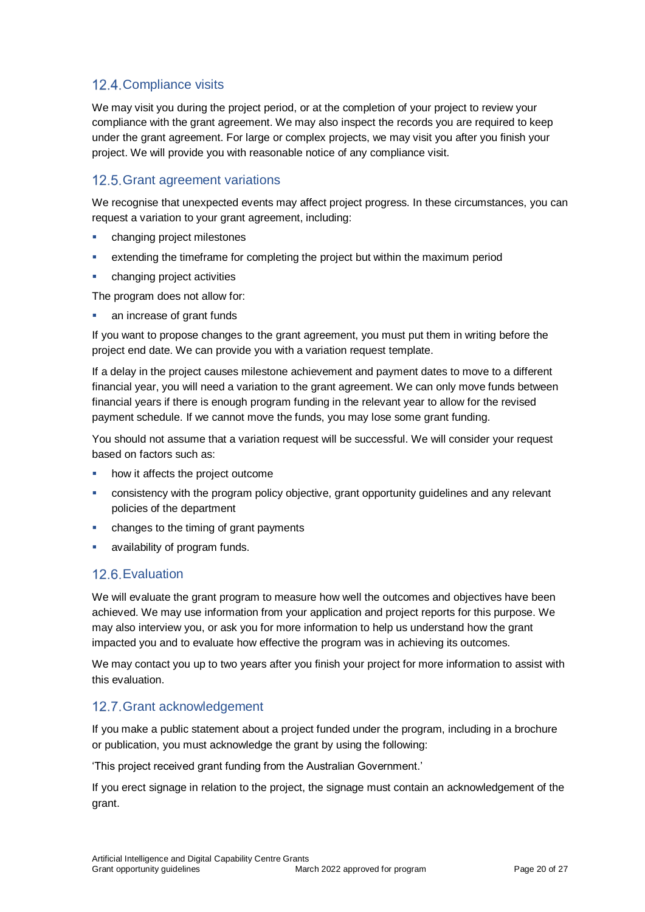## 12.4. Compliance visits

We may visit you during the project period, or at the completion of your project to review your compliance with the grant agreement. We may also inspect the records you are required to keep under the grant agreement. For large or complex projects, we may visit you after you finish your project. We will provide you with reasonable notice of any compliance visit.

## 12.5. Grant agreement variations

We recognise that unexpected events may affect project progress. In these circumstances, you can request a variation to your grant agreement, including:

- changing project milestones
- extending the timeframe for completing the project but within the maximum period
- changing project activities

The program does not allow for:

- an increase of grant funds

If you want to propose changes to the grant agreement, you must put them in writing before the project end date. We can provide you with a variation request template.

If a delay in the project causes milestone achievement and payment dates to move to a different financial year, you will need a variation to the grant agreement. We can only move funds between financial years if there is enough program funding in the relevant year to allow for the revised payment schedule. If we cannot move the funds, you may lose some grant funding.

You should not assume that a variation request will be successful. We will consider your request based on factors such as:

- how it affects the project outcome
- consistency with the program policy objective, grant opportunity guidelines and any relevant policies of the department
- changes to the timing of grant payments
- availability of program funds.

## 12.6. Evaluation

We will evaluate the grant program to measure how well the outcomes and objectives have been achieved. We may use information from your application and project reports for this purpose. We may also interview you, or ask you for more information to help us understand how the grant impacted you and to evaluate how effective the program was in achieving its outcomes.

We may contact you up to two years after you finish your project for more information to assist with this evaluation.

## 12.7. Grant acknowledgement

If you make a public statement about a project funded under the program, including in a brochure or publication, you must acknowledge the grant by using the following:

'This project received grant funding from the Australian Government.'

If you erect signage in relation to the project, the signage must contain an acknowledgement of the grant.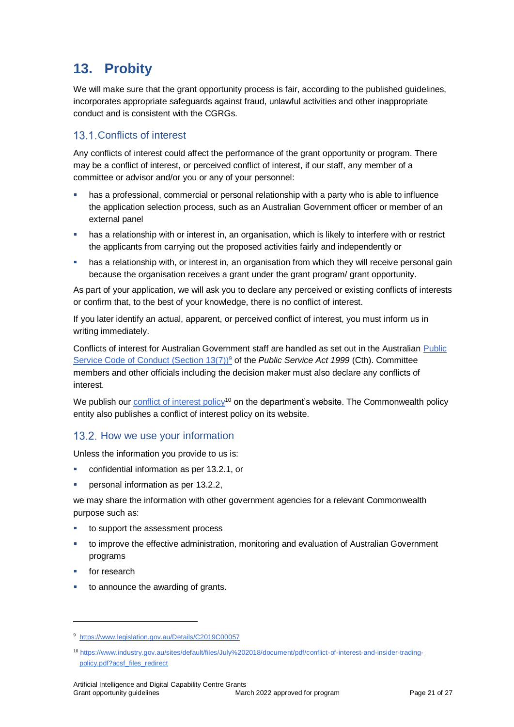# 13. Probity

We will make sure that the grant opportunity process is fair, according to the published guidelines, incorporates appropriate safeguards against fraud, unlawful activities and other inappropriate conduct and is consistent with the CGRGs.

## 13.1. Conflicts of interest

Any conflicts of interest could affect the performance of the grant opportunity or program. There may be a conflict of interest, or perceived conflict of interest, if our staff, any member of a committee or advisor and/or you or any of your personnel:

- has a professional, commercial or personal relationship with a party who is able to influence the application selection process, such as an Australian Government officer or member of an external panel
- has a relationship with or interest in, an organisation, which is likely to interfere with or restrict the applicants from carrying out the proposed activities fairly and independently or
- has a relationship with, or interest in, an organisation from which they will receive personal gain because the organisation receives a grant under the grant program/ grant opportunity.

As part of your application, we will ask you to declare any perceived or existing conflicts of interests or confirm that, to the best of your knowledge, there is no conflict of interest.

If you later identify an actual, apparent, or perceived conflict of interest, you must inform us in writing immediately.

Conflicts of interest for Australian Government staff are handled as set out in the Australian [Public Service Code of Conduct (Section 13(7))][9] of the *Public Service Act 1999* (Cth). Committee members and other officials including the decision maker must also declare any conflicts of interest.

We publish our [conflict of interest policy][10] on the department's website. The Commonwealth policy entity also publishes a conflict of interest policy on its website.

## 13.2. How we use your information

Unless the information you provide to us is:

- confidential information as per 13.2.1, or
- personal information as per 13.2.2,

we may share the information with other government agencies for a relevant Commonwealth purpose such as:

- to support the assessment process
- to improve the effective administration, monitoring and evaluation of Australian Government programs
- for research
- to announce the awarding of grants.

---

[9] https://www.legislation.gov.au/Details/C2019C00057

[10] https://www.industry.gov.au/sites/default/files/July%202018/document/pdf/conflict-of-interest-and-insider-trading-policy.pdf?acsf_files_redirect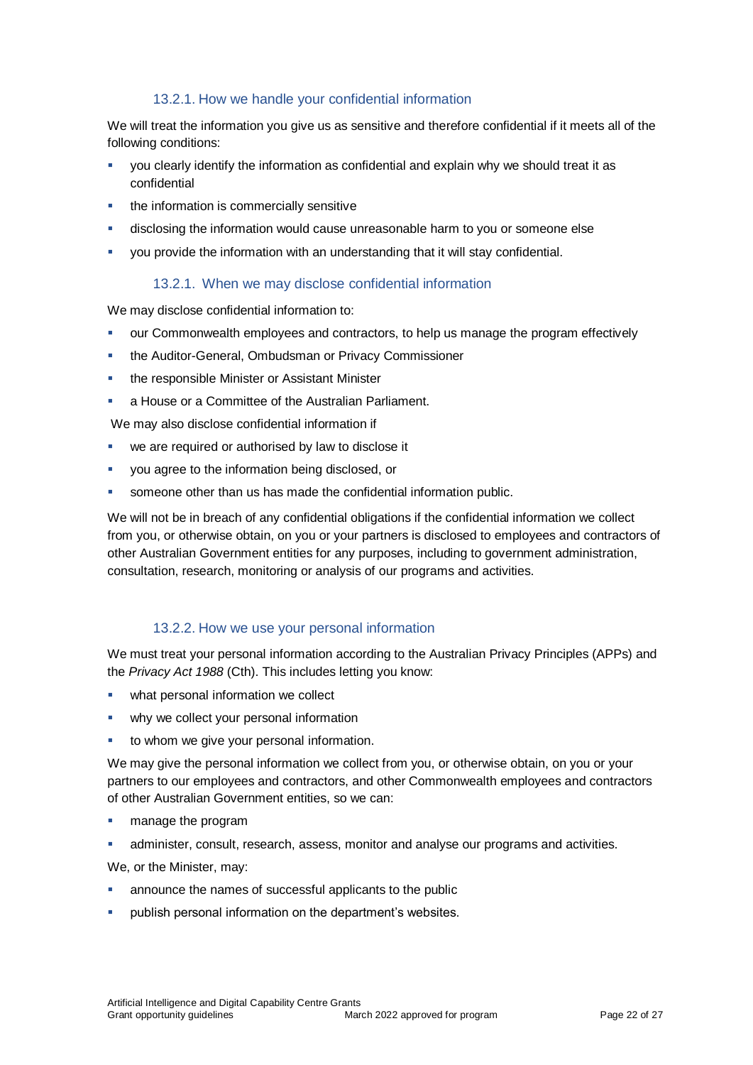#### 13.2.1. How we handle your confidential information

We will treat the information you give us as sensitive and therefore confidential if it meets all of the following conditions:

- you clearly identify the information as confidential and explain why we should treat it as confidential
- the information is commercially sensitive
- disclosing the information would cause unreasonable harm to you or someone else
- you provide the information with an understanding that it will stay confidential.

#### 13.2.1. When we may disclose confidential information

We may disclose confidential information to:

- our Commonwealth employees and contractors, to help us manage the program effectively
- the Auditor-General, Ombudsman or Privacy Commissioner
- the responsible Minister or Assistant Minister
- a House or a Committee of the Australian Parliament.

We may also disclose confidential information if

- we are required or authorised by law to disclose it
- you agree to the information being disclosed, or
- someone other than us has made the confidential information public.

We will not be in breach of any confidential obligations if the confidential information we collect from you, or otherwise obtain, on you or your partners is disclosed to employees and contractors of other Australian Government entities for any purposes, including to government administration, consultation, research, monitoring or analysis of our programs and activities.

#### 13.2.2. How we use your personal information

We must treat your personal information according to the Australian Privacy Principles (APPs) and the *Privacy Act 1988* (Cth). This includes letting you know:

- what personal information we collect
- why we collect your personal information
- to whom we give your personal information.

We may give the personal information we collect from you, or otherwise obtain, on you or your partners to our employees and contractors, and other Commonwealth employees and contractors of other Australian Government entities, so we can:

- manage the program
- administer, consult, research, assess, monitor and analyse our programs and activities.

We, or the Minister, may:

- announce the names of successful applicants to the public
- publish personal information on the department's websites.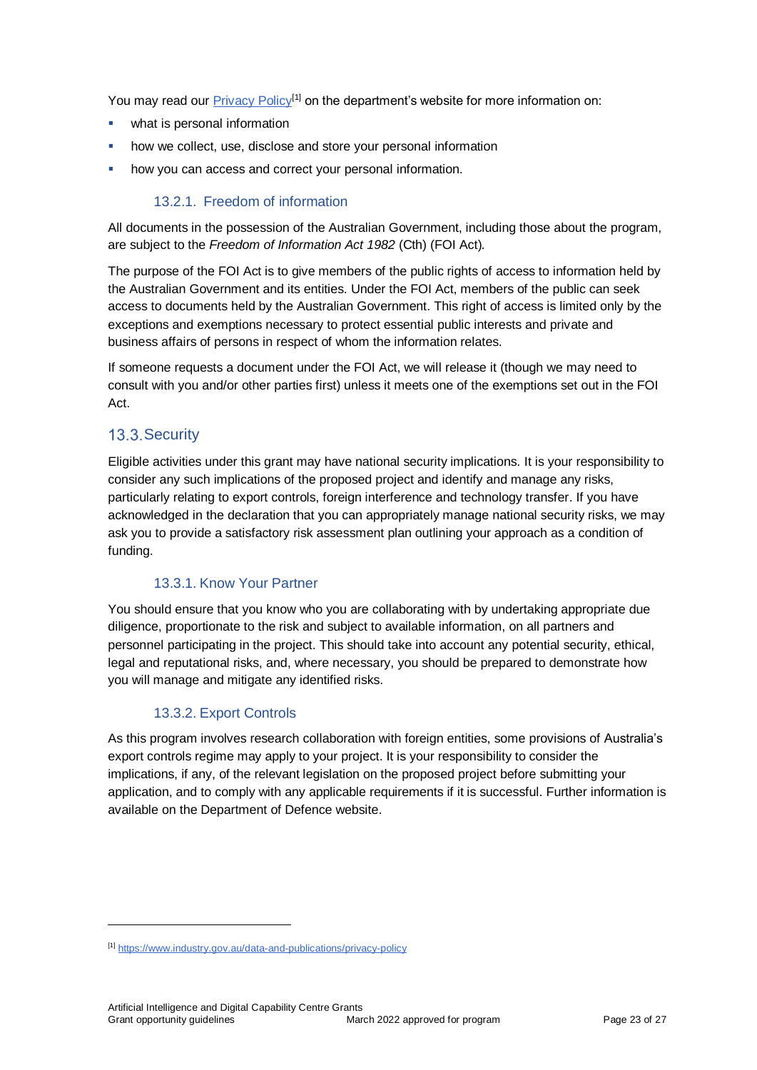You may read our Privacy Policy[1] on the department's website for more information on:

- what is personal information
- how we collect, use, disclose and store your personal information
- how you can access and correct your personal information.

#### 13.2.1. Freedom of information

All documents in the possession of the Australian Government, including those about the program, are subject to the *Freedom of Information Act 1982* (Cth) (FOI Act).

The purpose of the FOI Act is to give members of the public rights of access to information held by the Australian Government and its entities. Under the FOI Act, members of the public can seek access to documents held by the Australian Government. This right of access is limited only by the exceptions and exemptions necessary to protect essential public interests and private and business affairs of persons in respect of whom the information relates.

If someone requests a document under the FOI Act, we will release it (though we may need to consult with you and/or other parties first) unless it meets one of the exemptions set out in the FOI Act.

### 13.3. Security

Eligible activities under this grant may have national security implications. It is your responsibility to consider any such implications of the proposed project and identify and manage any risks, particularly relating to export controls, foreign interference and technology transfer. If you have acknowledged in the declaration that you can appropriately manage national security risks, we may ask you to provide a satisfactory risk assessment plan outlining your approach as a condition of funding.

#### 13.3.1. Know Your Partner

You should ensure that you know who you are collaborating with by undertaking appropriate due diligence, proportionate to the risk and subject to available information, on all partners and personnel participating in the project. This should take into account any potential security, ethical, legal and reputational risks, and, where necessary, you should be prepared to demonstrate how you will manage and mitigate any identified risks.

#### 13.3.2. Export Controls

As this program involves research collaboration with foreign entities, some provisions of Australia's export controls regime may apply to your project. It is your responsibility to consider the implications, if any, of the relevant legislation on the proposed project before submitting your application, and to comply with any applicable requirements if it is successful. Further information is available on the Department of Defence website.

---

[1] https://www.industry.gov.au/data-and-publications/privacy-policy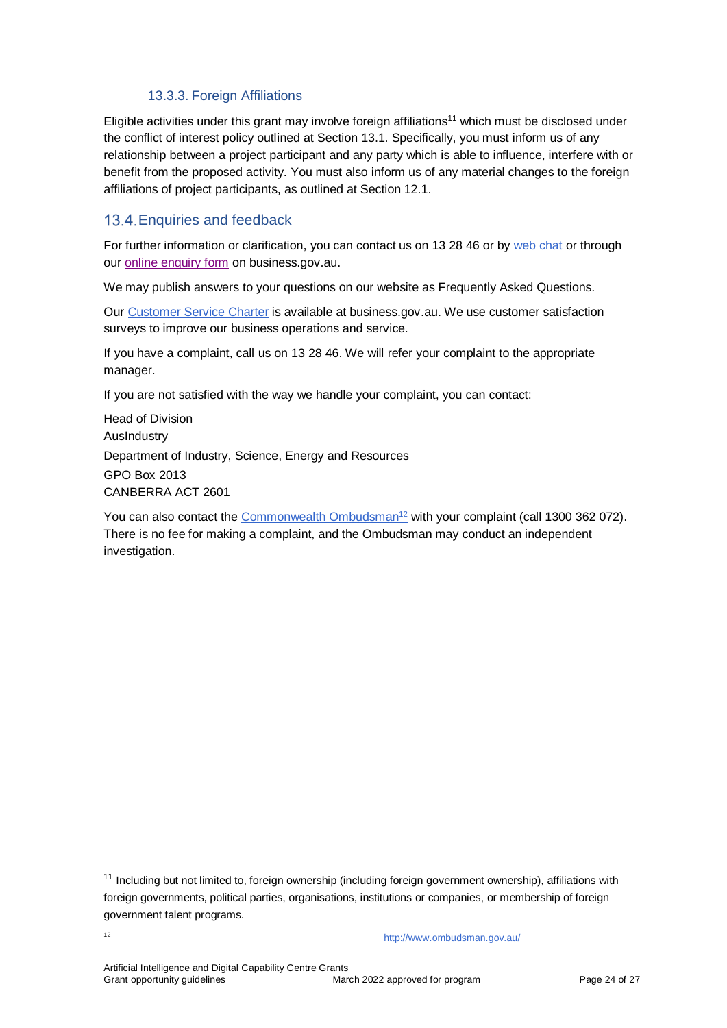#### 13.3.3. Foreign Affiliations

Eligible activities under this grant may involve foreign affiliations[11] which must be disclosed under the conflict of interest policy outlined at Section 13.1. Specifically, you must inform us of any relationship between a project participant and any party which is able to influence, interfere with or benefit from the proposed activity. You must also inform us of any material changes to the foreign affiliations of project participants, as outlined at Section 12.1.

### 13.4. Enquiries and feedback

For further information or clarification, you can contact us on 13 28 46 or by web chat or through our online enquiry form on business.gov.au.

We may publish answers to your questions on our website as Frequently Asked Questions.

Our Customer Service Charter is available at business.gov.au. We use customer satisfaction surveys to improve our business operations and service.

If you have a complaint, call us on 13 28 46. We will refer your complaint to the appropriate manager.

If you are not satisfied with the way we handle your complaint, you can contact:

Head of Division
AusIndustry
Department of Industry, Science, Energy and Resources
GPO Box 2013
CANBERRA ACT 2601

You can also contact the Commonwealth Ombudsman[12] with your complaint (call 1300 362 072). There is no fee for making a complaint, and the Ombudsman may conduct an independent investigation.

---

[11] Including but not limited to, foreign ownership (including foreign government ownership), affiliations with foreign governments, political parties, organisations, institutions or companies, or membership of foreign government talent programs.

[12] http://www.ombudsman.gov.au/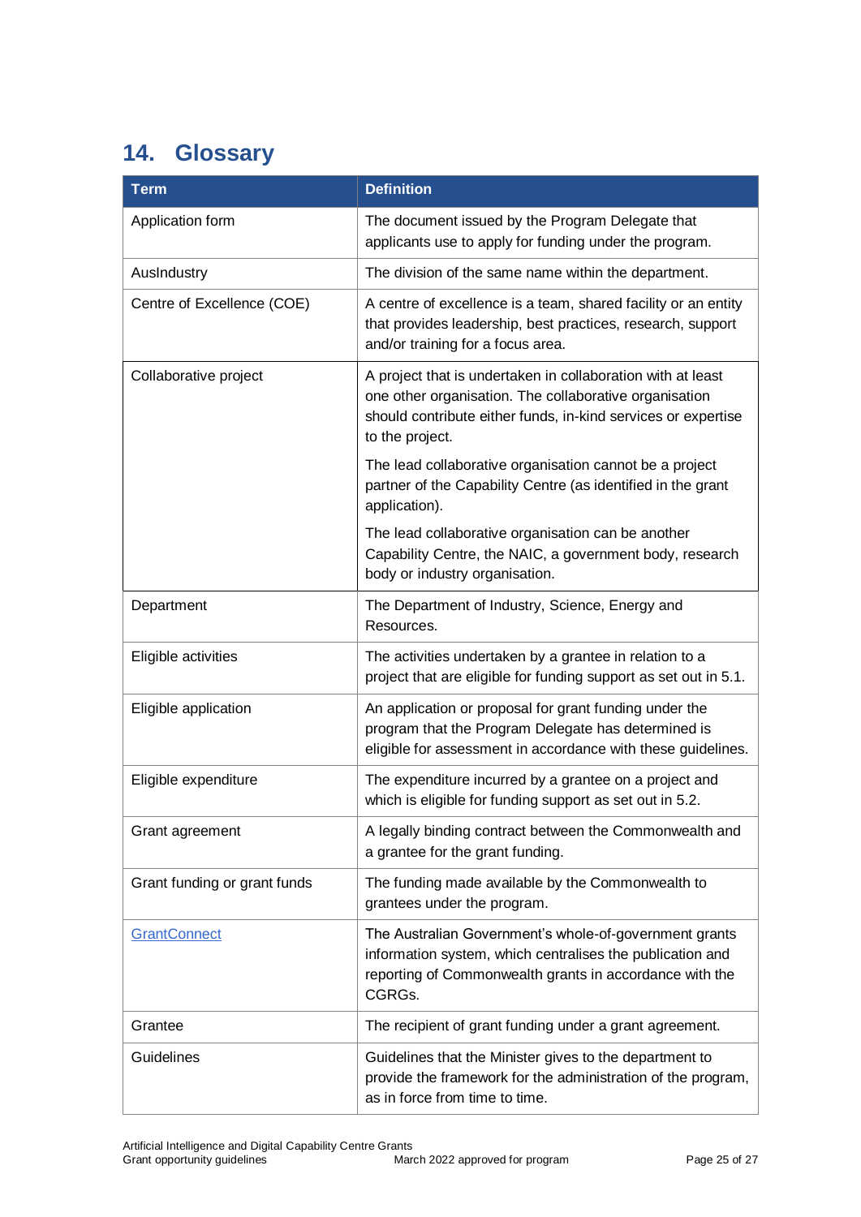## 14. Glossary

| Term | Definition |
|---|---|
| Application form | The document issued by the Program Delegate that applicants use to apply for funding under the program. |
| AusIndustry | The division of the same name within the department. |
| Centre of Excellence (COE) | A centre of excellence is a team, shared facility or an entity that provides leadership, best practices, research, support and/or training for a focus area. |
| Collaborative project | A project that is undertaken in collaboration with at least one other organisation. The collaborative organisation should contribute either funds, in-kind services or expertise to the project.<br><br>The lead collaborative organisation cannot be a project partner of the Capability Centre (as identified in the grant application).<br><br>The lead collaborative organisation can be another Capability Centre, the NAIC, a government body, research body or industry organisation. |
| Department | The Department of Industry, Science, Energy and Resources. |
| Eligible activities | The activities undertaken by a grantee in relation to a project that are eligible for funding support as set out in 5.1. |
| Eligible application | An application or proposal for grant funding under the program that the Program Delegate has determined is eligible for assessment in accordance with these guidelines. |
| Eligible expenditure | The expenditure incurred by a grantee on a project and which is eligible for funding support as set out in 5.2. |
| Grant agreement | A legally binding contract between the Commonwealth and a grantee for the grant funding. |
| Grant funding or grant funds | The funding made available by the Commonwealth to grantees under the program. |
| GrantConnect | The Australian Government's whole-of-government grants information system, which centralises the publication and reporting of Commonwealth grants in accordance with the CGRGs. |
| Grantee | The recipient of grant funding under a grant agreement. |
| Guidelines | Guidelines that the Minister gives to the department to provide the framework for the administration of the program, as in force from time to time. |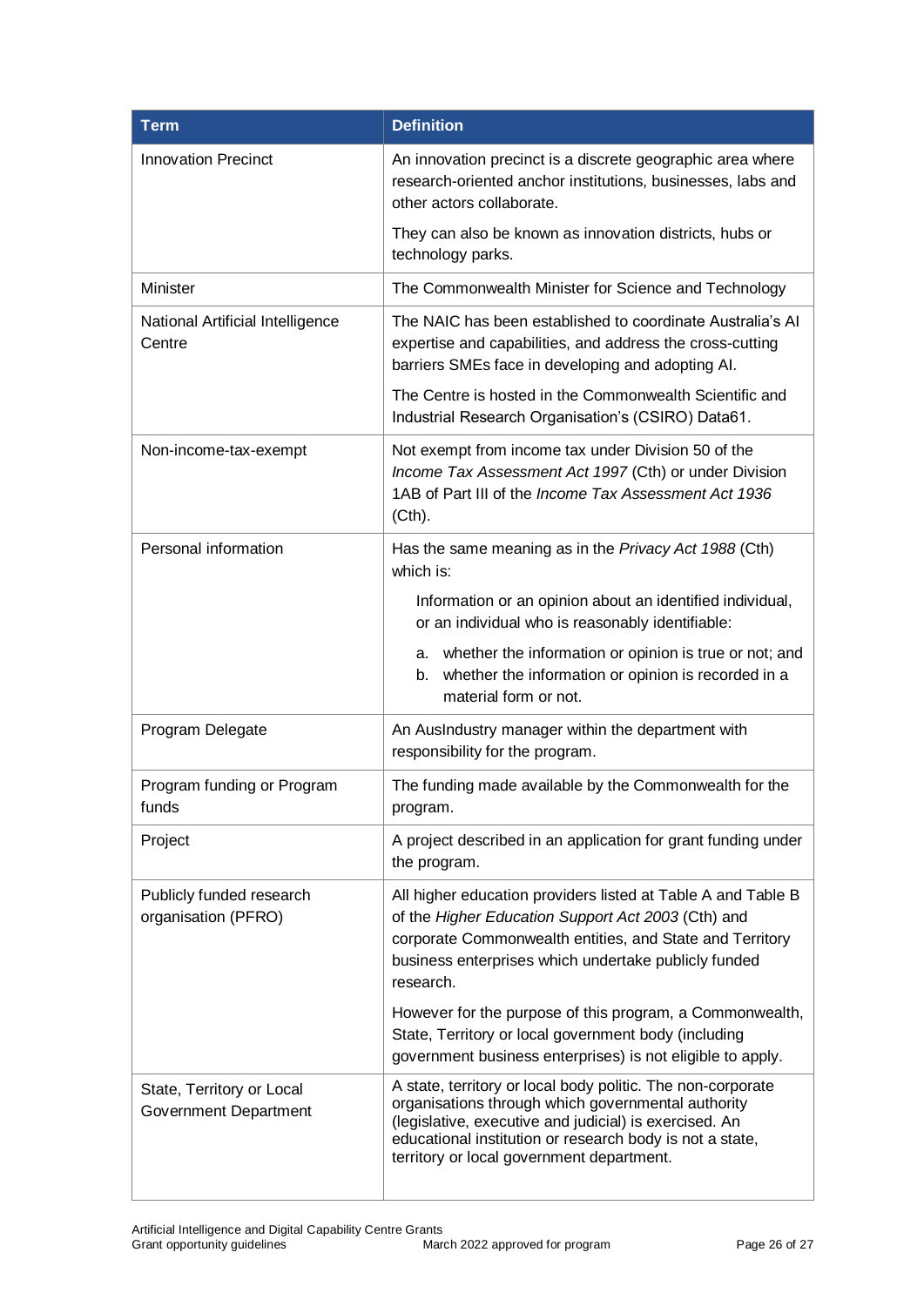| Term | Definition |
| --- | --- |
| Innovation Precinct | An innovation precinct is a discrete geographic area where research-oriented anchor institutions, businesses, labs and other actors collaborate.<br><br>They can also be known as innovation districts, hubs or technology parks. |
| Minister | The Commonwealth Minister for Science and Technology |
| National Artificial Intelligence Centre | The NAIC has been established to coordinate Australia's AI expertise and capabilities, and address the cross-cutting barriers SMEs face in developing and adopting AI.<br><br>The Centre is hosted in the Commonwealth Scientific and Industrial Research Organisation's (CSIRO) Data61. |
| Non-income-tax-exempt | Not exempt from income tax under Division 50 of the *Income Tax Assessment Act 1997* (Cth) or under Division 1AB of Part III of the *Income Tax Assessment Act 1936* (Cth). |
| Personal information | Has the same meaning as in the *Privacy Act 1988* (Cth) which is:<br><br>Information or an opinion about an identified individual, or an individual who is reasonably identifiable:<br><br>a. whether the information or opinion is true or not; and<br>b. whether the information or opinion is recorded in a material form or not. |
| Program Delegate | An AusIndustry manager within the department with responsibility for the program. |
| Program funding or Program funds | The funding made available by the Commonwealth for the program. |
| Project | A project described in an application for grant funding under the program. |
| Publicly funded research organisation (PFRO) | All higher education providers listed at Table A and Table B of the *Higher Education Support Act 2003* (Cth) and corporate Commonwealth entities, and State and Territory business enterprises which undertake publicly funded research.<br><br>However for the purpose of this program, a Commonwealth, State, Territory or local government body (including government business enterprises) is not eligible to apply. |
| State, Territory or Local Government Department | A state, territory or local body politic. The non-corporate organisations through which governmental authority (legislative, executive and judicial) is exercised. An educational institution or research body is not a state, territory or local government department. |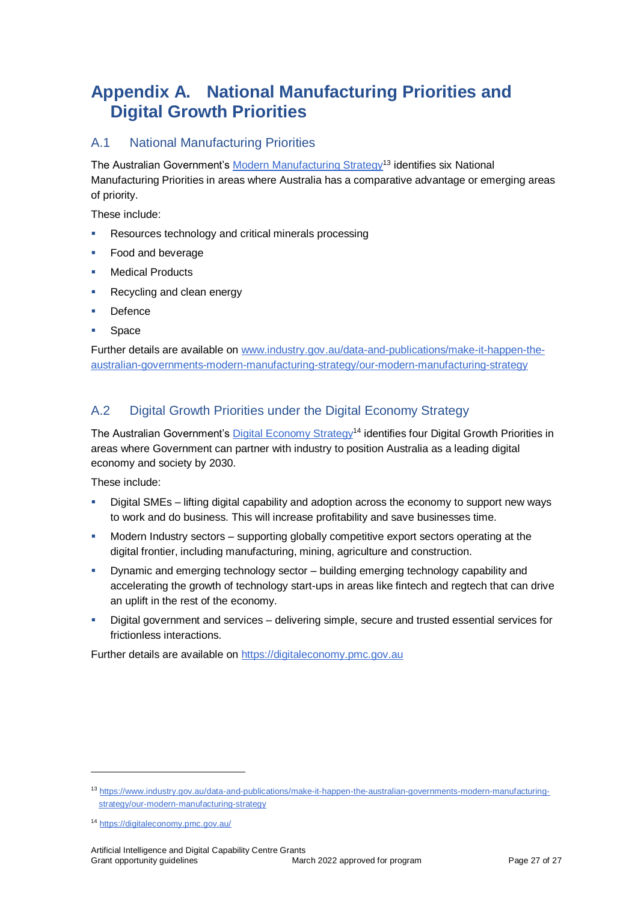# Appendix A. National Manufacturing Priorities and Digital Growth Priorities

## A.1 National Manufacturing Priorities

The Australian Government's Modern Manufacturing Strategy[13] identifies six National Manufacturing Priorities in areas where Australia has a comparative advantage or emerging areas of priority.

These include:

- Resources technology and critical minerals processing
- Food and beverage
- Medical Products
- Recycling and clean energy
- Defence
- Space

Further details are available on www.industry.gov.au/data-and-publications/make-it-happen-the-australian-governments-modern-manufacturing-strategy/our-modern-manufacturing-strategy

## A.2 Digital Growth Priorities under the Digital Economy Strategy

The Australian Government's Digital Economy Strategy[14] identifies four Digital Growth Priorities in areas where Government can partner with industry to position Australia as a leading digital economy and society by 2030.

These include:

- Digital SMEs – lifting digital capability and adoption across the economy to support new ways to work and do business. This will increase profitability and save businesses time.
- Modern Industry sectors – supporting globally competitive export sectors operating at the digital frontier, including manufacturing, mining, agriculture and construction.
- Dynamic and emerging technology sector – building emerging technology capability and accelerating the growth of technology start-ups in areas like fintech and regtech that can drive an uplift in the rest of the economy.
- Digital government and services – delivering simple, secure and trusted essential services for frictionless interactions.

Further details are available on https://digitaleconomy.pmc.gov.au

[13] https://www.industry.gov.au/data-and-publications/make-it-happen-the-australian-governments-modern-manufacturing-strategy/our-modern-manufacturing-strategy

[14] https://digitaleconomy.pmc.gov.au/